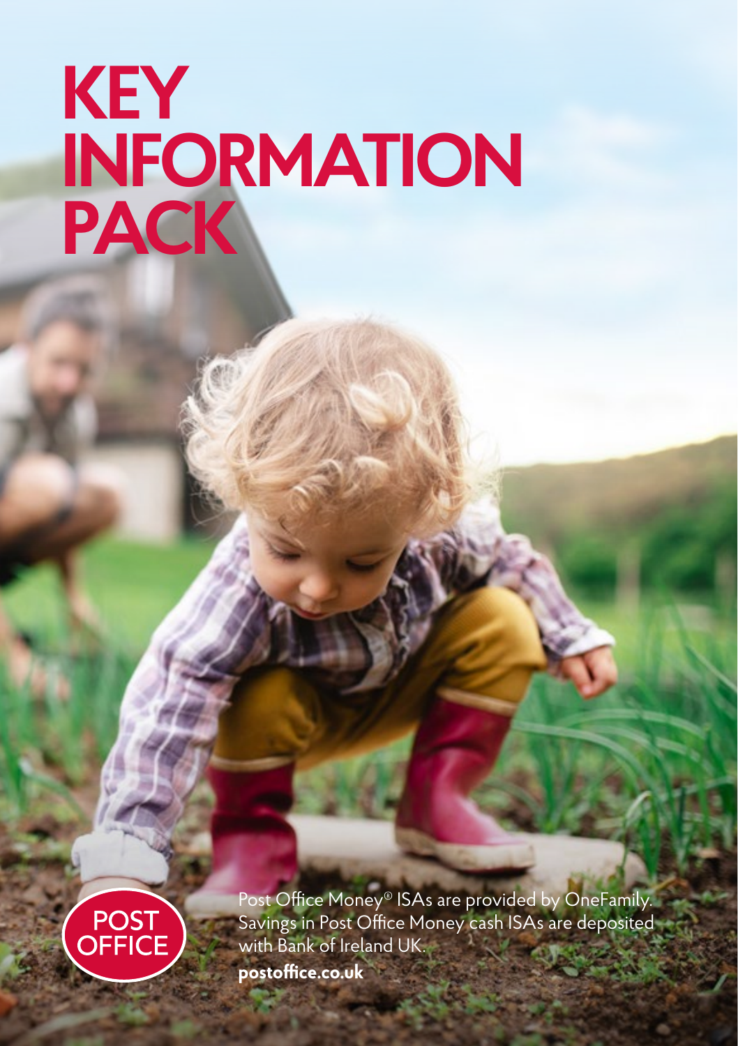# KEY INFORMATION PACK

POST OFFICE

Post Office Money® ISAs are provided by OneFamily. Savings in Post Office Money cash ISAs are deposited with Bank of Ireland UK.

**postoffice.co.uk**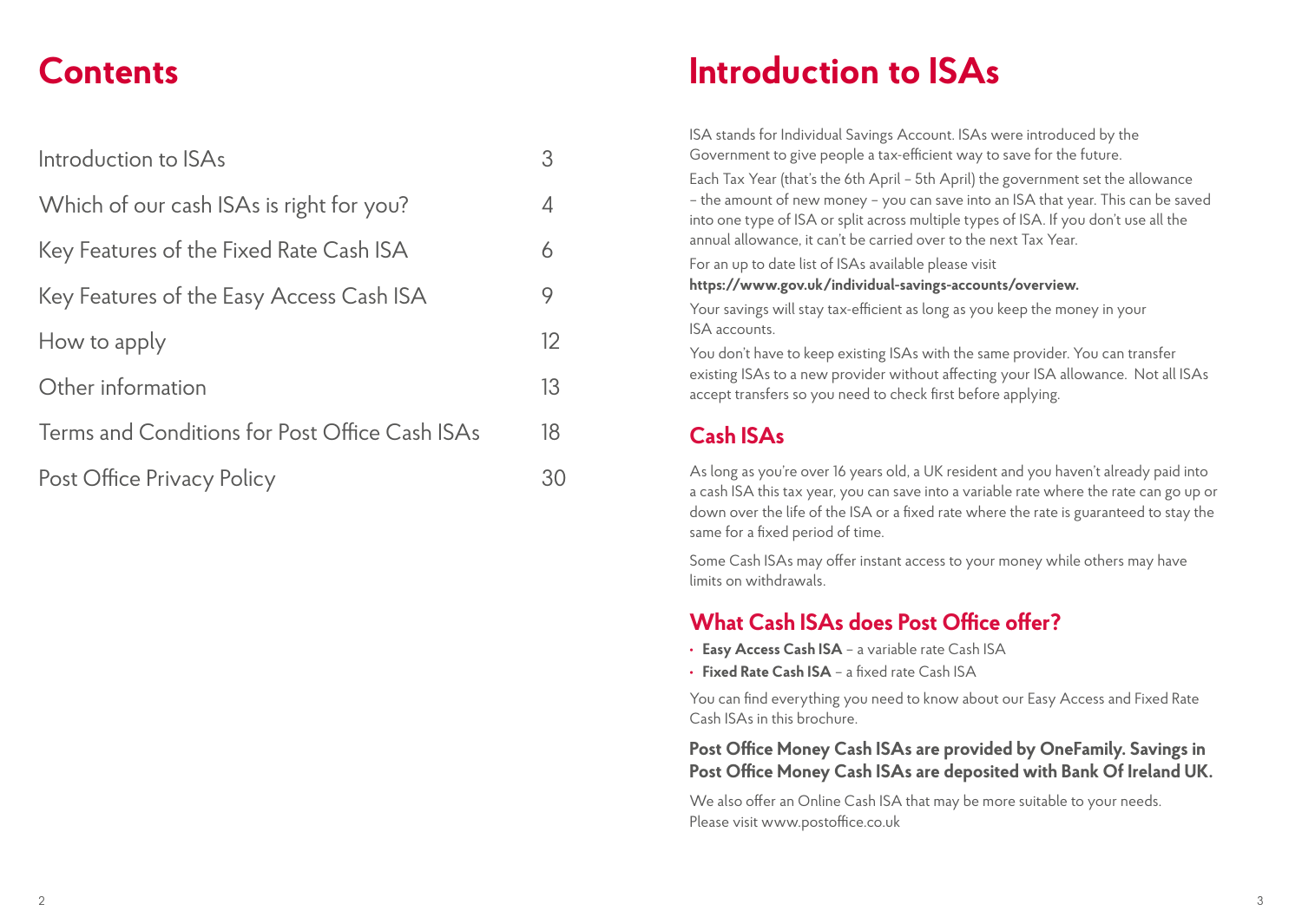# Contents

| | |
|---|---|
| Introduction to ISAs | 3 |
| Which of our cash ISAs is right for you? | 4 |
| Key Features of the Fixed Rate Cash ISA | 6 |
| Key Features of the Easy Access Cash ISA | 9 |
| How to apply | 12 |
| Other information | 13 |
| Terms and Conditions for Post Office Cash ISAs | 18 |
| Post Office Privacy Policy | 30 |

# Introduction to ISAs

ISA stands for Individual Savings Account. ISAs were introduced by the Government to give people a tax-efficient way to save for the future.

Each Tax Year (that's the 6th April – 5th April) the government set the allowance – the amount of new money – you can save into an ISA that year. This can be saved into one type of ISA or split across multiple types of ISA. If you don't use all the annual allowance, it can't be carried over to the next Tax Year.

For an up to date list of ISAs available please visit **https://www.gov.uk/individual-savings-accounts/overview.**

Your savings will stay tax-efficient as long as you keep the money in your ISA accounts.

You don't have to keep existing ISAs with the same provider. You can transfer existing ISAs to a new provider without affecting your ISA allowance. Not all ISAs accept transfers so you need to check first before applying.

## Cash ISAs

As long as you're over 16 years old, a UK resident and you haven't already paid into a cash ISA this tax year, you can save into a variable rate where the rate can go up or down over the life of the ISA or a fixed rate where the rate is guaranteed to stay the same for a fixed period of time.

Some Cash ISAs may offer instant access to your money while others may have limits on withdrawals.

## What Cash ISAs does Post Office offer?

- **Easy Access Cash ISA** – a variable rate Cash ISA
- **Fixed Rate Cash ISA** – a fixed rate Cash ISA

You can find everything you need to know about our Easy Access and Fixed Rate Cash ISAs in this brochure.

**Post Office Money Cash ISAs are provided by OneFamily. Savings in Post Office Money Cash ISAs are deposited with Bank Of Ireland UK.**

We also offer an Online Cash ISA that may be more suitable to your needs. Please visit www.postoffice.co.uk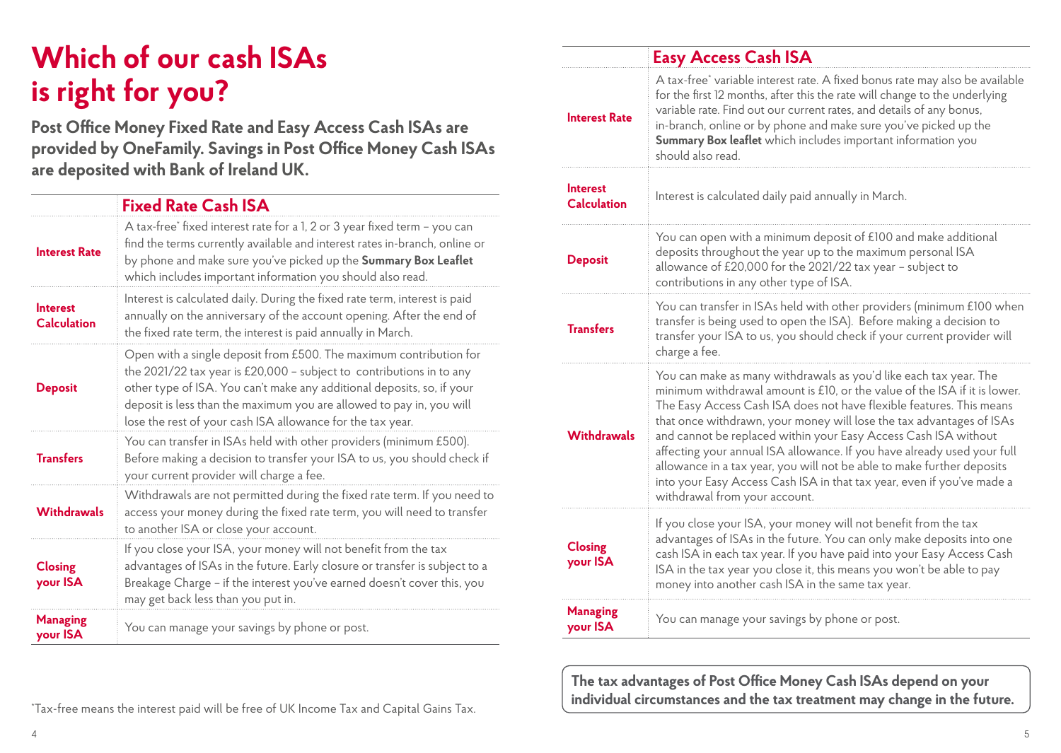# Which of our cash ISAs is right for you?

**Post Office Money Fixed Rate and Easy Access Cash ISAs are provided by OneFamily. Savings in Post Office Money Cash ISAs are deposited with Bank of Ireland UK.**

| | Fixed Rate Cash ISA |
|---|---|
| **Interest Rate** | A tax-free* fixed interest rate for a 1, 2 or 3 year fixed term – you can find the terms currently available and interest rates in-branch, online or by phone and make sure you've picked up the **Summary Box Leaflet** which includes important information you should also read. |
| **Interest Calculation** | Interest is calculated daily. During the fixed rate term, interest is paid annually on the anniversary of the account opening. After the end of the fixed rate term, the interest is paid annually in March. |
| **Deposit** | Open with a single deposit from £500. The maximum contribution for the 2021/22 tax year is £20,000 – subject to contributions in to any other type of ISA. You can't make any additional deposits, so, if your deposit is less than the maximum you are allowed to pay in, you will lose the rest of your cash ISA allowance for the tax year. |
| **Transfers** | You can transfer in ISAs held with other providers (minimum £500). Before making a decision to transfer your ISA to us, you should check if your current provider will charge a fee. |
| **Withdrawals** | Withdrawals are not permitted during the fixed rate term. If you need to access your money during the fixed rate term, you will need to transfer to another ISA or close your account. |
| **Closing your ISA** | If you close your ISA, your money will not benefit from the tax advantages of ISAs in the future. Early closure or transfer is subject to a Breakage Charge – if the interest you've earned doesn't cover this, you may get back less than you put in. |
| **Managing your ISA** | You can manage your savings by phone or post. |

*Tax-free means the interest paid will be free of UK Income Tax and Capital Gains Tax.

| | Easy Access Cash ISA |
|---|---|
| **Interest Rate** | A tax-free* variable interest rate. A fixed bonus rate may also be available for the first 12 months, after this the rate will change to the underlying variable rate. Find out our current rates, and details of any bonus, in-branch, online or by phone and make sure you've picked up the **Summary Box leaflet** which includes important information you should also read. |
| **Interest Calculation** | Interest is calculated daily paid annually in March. |
| **Deposit** | You can open with a minimum deposit of £100 and make additional deposits throughout the year up to the maximum personal ISA allowance of £20,000 for the 2021/22 tax year – subject to contributions in any other type of ISA. |
| **Transfers** | You can transfer in ISAs held with other providers (minimum £100 when transfer is being used to open the ISA). Before making a decision to transfer your ISA to us, you should check if your current provider will charge a fee. |
| **Withdrawals** | You can make as many withdrawals as you'd like each tax year. The minimum withdrawal amount is £10, or the value of the ISA if it is lower. The Easy Access Cash ISA does not have flexible features. This means that once withdrawn, your money will lose the tax advantages of ISAs and cannot be replaced within your Easy Access Cash ISA without affecting your annual ISA allowance. If you have already used your full allowance in a tax year, you will not be able to make further deposits into your Easy Access Cash ISA in that tax year, even if you've made a withdrawal from your account. |
| **Closing your ISA** | If you close your ISA, your money will not benefit from the tax advantages of ISAs in the future. You can only make deposits into one cash ISA in each tax year. If you have paid into your Easy Access Cash ISA in the tax year you close it, this means you won't be able to pay money into another cash ISA in the same tax year. |
| **Managing your ISA** | You can manage your savings by phone or post. |

**The tax advantages of Post Office Money Cash ISAs depend on your individual circumstances and the tax treatment may change in the future.**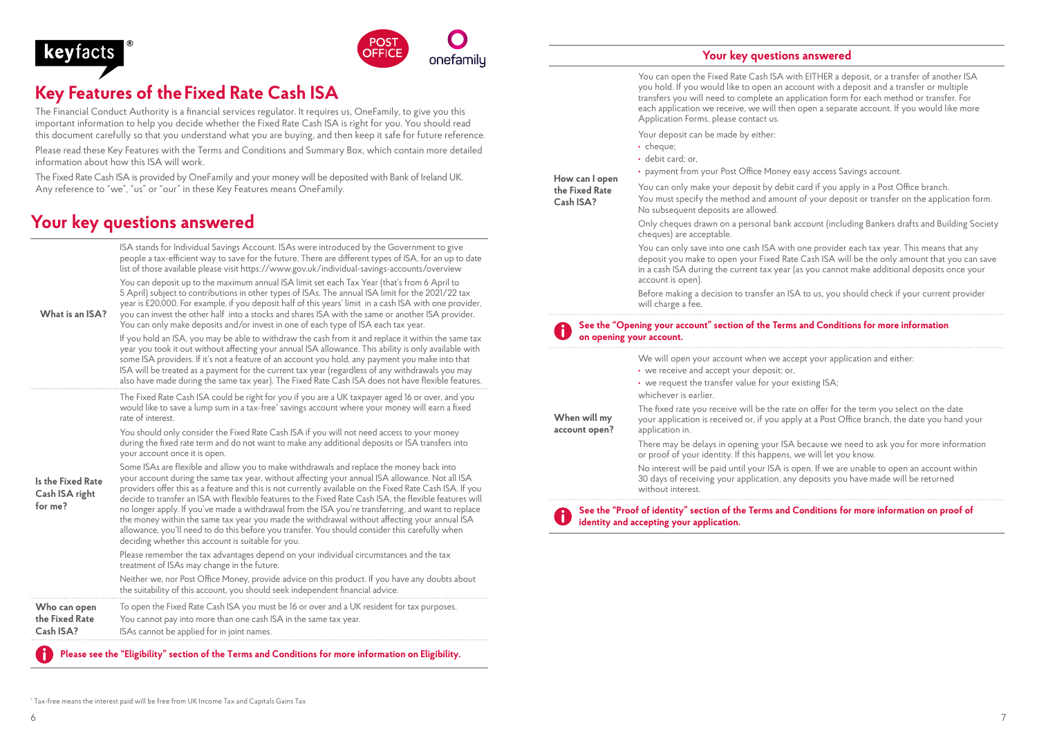keyfacts®

# Key Features of the Fixed Rate Cash ISA

The Financial Conduct Authority is a financial services regulator. It requires us, OneFamily, to give you this important information to help you decide whether the Fixed Rate Cash ISA is right for you. You should read this document carefully so that you understand what you are buying, and then keep it safe for future reference.

Please read these Key Features with the Terms and Conditions and Summary Box, which contain more detailed information about how this ISA will work.

The Fixed Rate Cash ISA is provided by OneFamily and your money will be deposited with Bank of Ireland UK. Any reference to "we", "us" or "our" in these Key Features means OneFamily.

## Your key questions answered

**What is an ISA?**

ISA stands for Individual Savings Account. ISAs were introduced by the Government to give people a tax-efficient way to save for the future. There are different types of ISA, for an up to date list of those available please visit https://www.gov.uk/individual-savings-accounts/overview

You can deposit up to the maximum annual ISA limit set each Tax Year (that's from 6 April to 5 April) subject to contributions in other types of ISAs. The annual ISA limit for the 2021/22 tax year is £20,000. For example, if you deposit half of this years' limit in a cash ISA with one provider, you can invest the other half into a stocks and shares ISA with the same or another ISA provider. You can only make deposits and/or invest in one of each type of ISA each tax year.

If you hold an ISA, you may be able to withdraw the cash from it and replace it within the same tax year you took it out without affecting your annual ISA allowance. This ability is only available with some ISA providers. If it's not a feature of an account you hold, any payment you make into that ISA will be treated as a payment for the current tax year (regardless of any withdrawals you may also have made during the same tax year). The Fixed Rate Cash ISA does not have flexible features.

**Is the Fixed Rate Cash ISA right for me?**

The Fixed Rate Cash ISA could be right for you if you are a UK taxpayer aged 16 or over, and you would like to save a lump sum in a tax-free* savings account where your money will earn a fixed rate of interest.

You should only consider the Fixed Rate Cash ISA if you will not need access to your money during the fixed rate term and do not want to make any additional deposits or ISA transfers into your account once it is open.

Some ISAs are flexible and allow you to make withdrawals and replace the money back into your account during the same tax year, without affecting your annual ISA allowance. Not all ISA providers offer this as a feature and this is not currently available on the Fixed Rate Cash ISA. If you decide to transfer an ISA with flexible features to the Fixed Rate Cash ISA, the flexible features will no longer apply. If you've made a withdrawal from the ISA you're transferring, and want to replace the money within the same tax year you made the withdrawal without affecting your annual ISA allowance, you'll need to do this before you transfer. You should consider this carefully when deciding whether this account is suitable for you.

Please remember the tax advantages depend on your individual circumstances and the tax treatment of ISAs may change in the future.

Neither we, nor Post Office Money, provide advice on this product. If you have any doubts about the suitability of this account, you should seek independent financial advice.

**Who can open the Fixed Rate Cash ISA?**

To open the Fixed Rate Cash ISA you must be 16 or over and a UK resident for tax purposes.
You cannot pay into more than one cash ISA in the same tax year.
ISAs cannot be applied for in joint names.

**Please see the "Eligibility" section of the Terms and Conditions for more information on Eligibility.**

* Tax-free means the interest paid will be free from UK Income Tax and Capitals Gains Tax

## Your key questions answered

**How can I open the Fixed Rate Cash ISA?**

You can open the Fixed Rate Cash ISA with EITHER a deposit, or a transfer of another ISA you hold. If you would like to open an account with a deposit and a transfer or multiple transfers you will need to complete an application form for each method or transfer. For each application we receive, we will then open a separate account. If you would like more Application Forms, please contact us.

Your deposit can be made by either:

- cheque;
- debit card; or,
- payment from your Post Office Money easy access Savings account.

You can only make your deposit by debit card if you apply in a Post Office branch.
You must specify the method and amount of your deposit or transfer on the application form. No subsequent deposits are allowed.

Only cheques drawn on a personal bank account (including Bankers drafts and Building Society cheques) are acceptable.

You can only save into one cash ISA with one provider each tax year. This means that any deposit you make to open your Fixed Rate Cash ISA will be the only amount that you can save in a cash ISA during the current tax year (as you cannot make additional deposits once your account is open).

Before making a decision to transfer an ISA to us, you should check if your current provider will charge a fee.

**See the "Opening your account" section of the Terms and Conditions for more information on opening your account.**

**When will my account open?**

We will open your account when we accept your application and either:

- we receive and accept your deposit; or,
- we request the transfer value for your existing ISA;

whichever is earlier.

The fixed rate you receive will be the rate on offer for the term you select on the date your application is received or, if you apply at a Post Office branch, the date you hand your application in.

There may be delays in opening your ISA because we need to ask you for more information or proof of your identity. If this happens, we will let you know.

No interest will be paid until your ISA is open. If we are unable to open an account within 30 days of receiving your application, any deposits you have made will be returned without interest.

**See the "Proof of identity" section of the Terms and Conditions for more information on proof of identity and accepting your application.**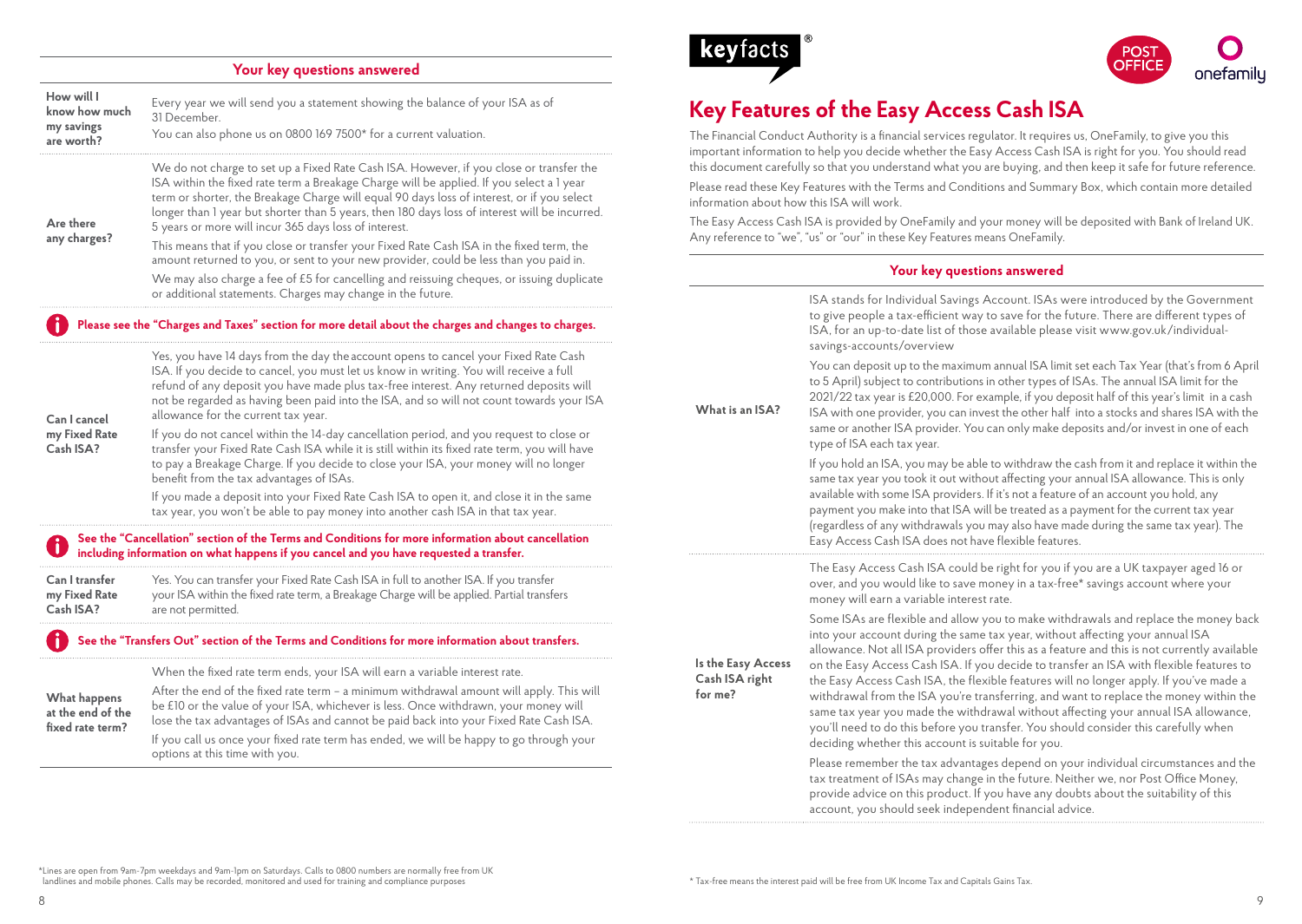## Your key questions answered

| | |
|---|---|
| **How will I know how much my savings are worth?** | Every year we will send you a statement showing the balance of your ISA as of 31 December.<br><br>You can also phone us on 0800 169 7500* for a current valuation. |
| **Are there any charges?** | We do not charge to set up a Fixed Rate Cash ISA. However, if you close or transfer the ISA within the fixed rate term a Breakage Charge will be applied. If you select a 1 year term or shorter, the Breakage Charge will equal 90 days loss of interest, or if you select longer than 1 year but shorter than 5 years, then 180 days loss of interest will be incurred. 5 years or more will incur 365 days loss of interest.<br><br>This means that if you close or transfer your Fixed Rate Cash ISA in the fixed term, the amount returned to you, or sent to your new provider, could be less than you paid in.<br><br>We may also charge a fee of £5 for cancelling and reissuing cheques, or issuing duplicate or additional statements. Charges may change in the future. |

**Please see the "Charges and Taxes" section for more detail about the charges and changes to charges.**

| | |
|---|---|
| **Can I cancel my Fixed Rate Cash ISA?** | Yes, you have 14 days from the day the account opens to cancel your Fixed Rate Cash ISA. If you decide to cancel, you must let us know in writing. You will receive a full refund of any deposit you have made plus tax-free interest. Any returned deposits will not be regarded as having been paid into the ISA, and so will not count towards your ISA allowance for the current tax year.<br><br>If you do not cancel within the 14-day cancellation period, and you request to close or transfer your Fixed Rate Cash ISA while it is still within its fixed rate term, you will have to pay a Breakage Charge. If you decide to close your ISA, your money will no longer benefit from the tax advantages of ISAs.<br><br>If you made a deposit into your Fixed Rate Cash ISA to open it, and close it in the same tax year, you won't be able to pay money into another cash ISA in that tax year. |

**See the "Cancellation" section of the Terms and Conditions for more information about cancellation including information on what happens if you cancel and you have requested a transfer.**

| | |
|---|---|
| **Can I transfer my Fixed Rate Cash ISA?** | Yes. You can transfer your Fixed Rate Cash ISA in full to another ISA. If you transfer your ISA within the fixed rate term, a Breakage Charge will be applied. Partial transfers are not permitted. |

**See the "Transfers Out" section of the Terms and Conditions for more information about transfers.**

| | |
|---|---|
| **What happens at the end of the fixed rate term?** | When the fixed rate term ends, your ISA will earn a variable interest rate.<br><br>After the end of the fixed rate term – a minimum withdrawal amount will apply. This will be £10 or the value of your ISA, whichever is less. Once withdrawn, your money will lose the tax advantages of ISAs and cannot be paid back into your Fixed Rate Cash ISA.<br><br>If you call us once your fixed rate term has ended, we will be happy to go through your options at this time with you. |

*Lines are open from 9am-7pm weekdays and 9am-1pm on Saturdays. Calls to 0800 numbers are normally free from UK landlines and mobile phones. Calls may be recorded, monitored and used for training and compliance purposes

# Key Features of the Easy Access Cash ISA

The Financial Conduct Authority is a financial services regulator. It requires us, OneFamily, to give you this important information to help you decide whether the Easy Access Cash ISA is right for you. You should read this document carefully so that you understand what you are buying, and then keep it safe for future reference.

Please read these Key Features with the Terms and Conditions and Summary Box, which contain more detailed information about how this ISA will work.

The Easy Access Cash ISA is provided by OneFamily and your money will be deposited with Bank of Ireland UK. Any reference to "we", "us" or "our" in these Key Features means OneFamily.

## Your key questions answered

| | |
|---|---|
| **What is an ISA?** | ISA stands for Individual Savings Account. ISAs were introduced by the Government to give people a tax-efficient way to save for the future. There are different types of ISA, for an up-to-date list of those available please visit www.gov.uk/individual-savings-accounts/overview<br><br>You can deposit up to the maximum annual ISA limit set each Tax Year (that's from 6 April to 5 April) subject to contributions in other types of ISAs. The annual ISA limit for the 2021/22 tax year is £20,000. For example, if you deposit half of this year's limit in a cash ISA with one provider, you can invest the other half into a stocks and shares ISA with the same or another ISA provider. You can only make deposits and/or invest in one of each type of ISA each tax year.<br><br>If you hold an ISA, you may be able to withdraw the cash from it and replace it within the same tax year you took it out without affecting your annual ISA allowance. This is only available with some ISA providers. If it's not a feature of an account you hold, any payment you make into that ISA will be treated as a payment for the current tax year (regardless of any withdrawals you may also have made during the same tax year). The Easy Access Cash ISA does not have flexible features. |
| **Is the Easy Access Cash ISA right for me?** | The Easy Access Cash ISA could be right for you if you are a UK taxpayer aged 16 or over, and you would like to save money in a tax-free* savings account where your money will earn a variable interest rate.<br><br>Some ISAs are flexible and allow you to make withdrawals and replace the money back into your account during the same tax year, without affecting your annual ISA allowance. Not all ISA providers offer this as a feature and this is not currently available on the Easy Access Cash ISA. If you decide to transfer an ISA with flexible features to the Easy Access Cash ISA, the flexible features will no longer apply. If you've made a withdrawal from the ISA you're transferring, and want to replace the money within the same tax year you made the withdrawal without affecting your annual ISA allowance, you'll need to do this before you transfer. You should consider this carefully when deciding whether this account is suitable for you.<br><br>Please remember the tax advantages depend on your individual circumstances and the tax treatment of ISAs may change in the future. Neither we, nor Post Office Money, provide advice on this product. If you have any doubts about the suitability of this account, you should seek independent financial advice. |

\* Tax-free means the interest paid will be free from UK Income Tax and Capitals Gains Tax.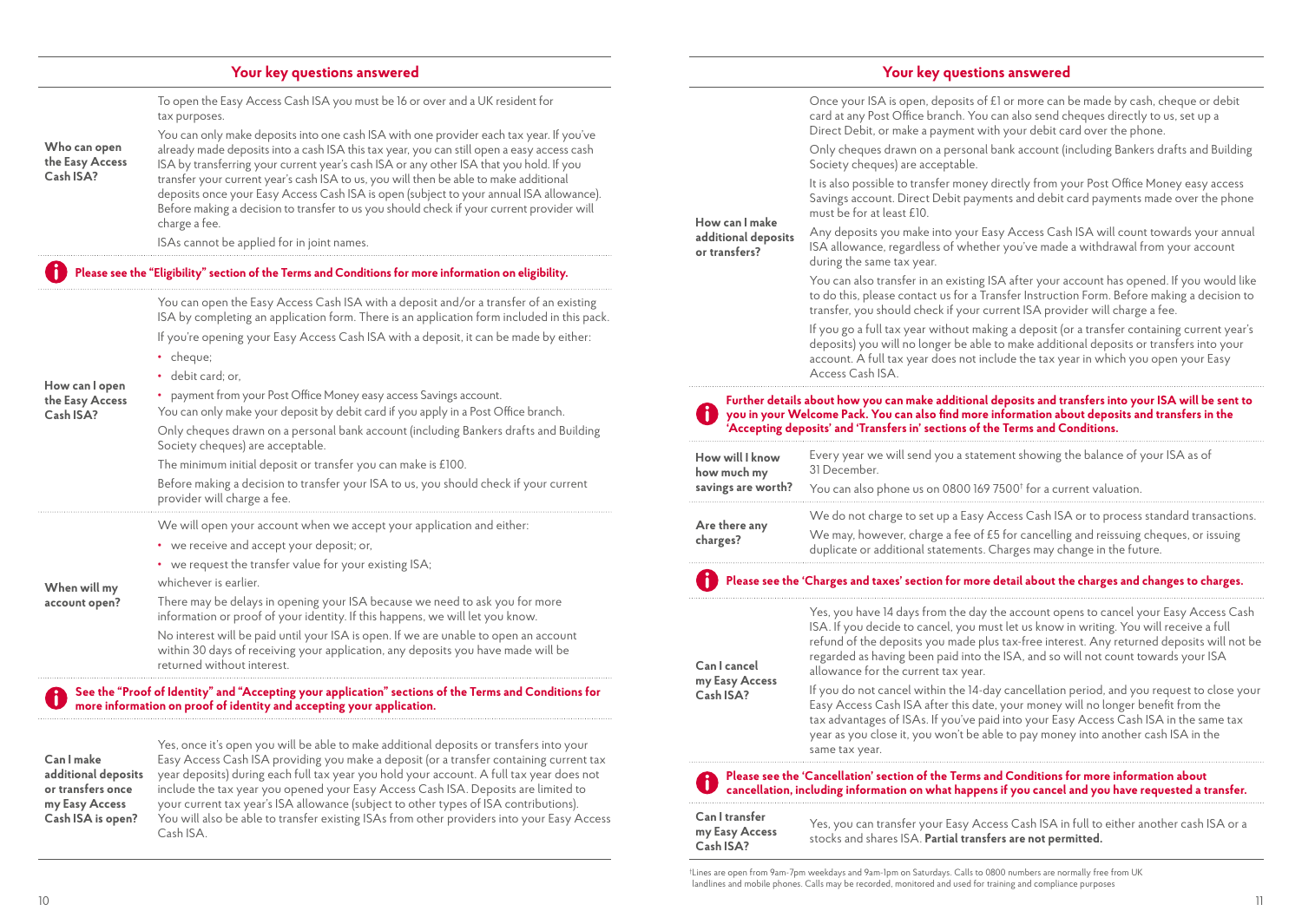## Your key questions answered

**Who can open the Easy Access Cash ISA?**

To open the Easy Access Cash ISA you must be 16 or over and a UK resident for tax purposes.

You can only make deposits into one cash ISA with one provider each tax year. If you've already made deposits into a cash ISA this tax year, you can still open a easy access cash ISA by transferring your current year's cash ISA or any other ISA that you hold. If you transfer your current year's cash ISA to us, you will then be able to make additional deposits once your Easy Access Cash ISA is open (subject to your annual ISA allowance). Before making a decision to transfer to us you should check if your current provider will charge a fee.

ISAs cannot be applied for in joint names.

**Please see the "Eligibility" section of the Terms and Conditions for more information on eligibility.**

**How can I open the Easy Access Cash ISA?**

You can open the Easy Access Cash ISA with a deposit and/or a transfer of an existing ISA by completing an application form. There is an application form included in this pack.

If you're opening your Easy Access Cash ISA with a deposit, it can be made by either:

- cheque;
- debit card; or,
- payment from your Post Office Money easy access Savings account.

You can only make your deposit by debit card if you apply in a Post Office branch.

Only cheques drawn on a personal bank account (including Bankers drafts and Building Society cheques) are acceptable.

The minimum initial deposit or transfer you can make is £100.

Before making a decision to transfer your ISA to us, you should check if your current provider will charge a fee.

**When will my account open?**

We will open your account when we accept your application and either:

- we receive and accept your deposit; or,
- we request the transfer value for your existing ISA;

whichever is earlier.

There may be delays in opening your ISA because we need to ask you for more information or proof of your identity. If this happens, we will let you know.

No interest will be paid until your ISA is open. If we are unable to open an account within 30 days of receiving your application, any deposits you have made will be returned without interest.

**See the "Proof of Identity" and "Accepting your application" sections of the Terms and Conditions for more information on proof of identity and accepting your application.**

**Can I make additional deposits or transfers once my Easy Access Cash ISA is open?**

Yes, once it's open you will be able to make additional deposits or transfers into your Easy Access Cash ISA providing you make a deposit (or a transfer containing current tax year deposits) during each full tax year you hold your account. A full tax year does not include the tax year you opened your Easy Access Cash ISA. Deposits are limited to your current tax year's ISA allowance (subject to other types of ISA contributions). You will also be able to transfer existing ISAs from other providers into your Easy Access Cash ISA.

**How can I make additional deposits or transfers?**

Once your ISA is open, deposits of £1 or more can be made by cash, cheque or debit card at any Post Office branch. You can also send cheques directly to us, set up a Direct Debit, or make a payment with your debit card over the phone.

Only cheques drawn on a personal bank account (including Bankers drafts and Building Society cheques) are acceptable.

It is also possible to transfer money directly from your Post Office Money easy access Savings account. Direct Debit payments and debit card payments made over the phone must be for at least £10.

Any deposits you make into your Easy Access Cash ISA will count towards your annual ISA allowance, regardless of whether you've made a withdrawal from your account during the same tax year.

You can also transfer in an existing ISA after your account has opened. If you would like to do this, please contact us for a Transfer Instruction Form. Before making a decision to transfer, you should check if your current ISA provider will charge a fee.

If you go a full tax year without making a deposit (or a transfer containing current year's deposits) you will no longer be able to make additional deposits or transfers into your account. A full tax year does not include the tax year in which you open your Easy Access Cash ISA.

**Further details about how you can make additional deposits and transfers into your ISA will be sent to you in your Welcome Pack. You can also find more information about deposits and transfers in the 'Accepting deposits' and 'Transfers in' sections of the Terms and Conditions.**

**How will I know how much my savings are worth?**

Every year we will send you a statement showing the balance of your ISA as of 31 December.

You can also phone us on 0800 169 7500† for a current valuation.

**Are there any charges?**

We do not charge to set up a Easy Access Cash ISA or to process standard transactions.

We may, however, charge a fee of £5 for cancelling and reissuing cheques, or issuing duplicate or additional statements. Charges may change in the future.

**Please see the 'Charges and taxes' section for more detail about the charges and changes to charges.**

**Can I cancel my Easy Access Cash ISA?**

Yes, you have 14 days from the day the account opens to cancel your Easy Access Cash ISA. If you decide to cancel, you must let us know in writing. You will receive a full refund of the deposits you made plus tax-free interest. Any returned deposits will not be regarded as having been paid into the ISA, and so will not count towards your ISA allowance for the current tax year.

If you do not cancel within the 14-day cancellation period, and you request to close your Easy Access Cash ISA after this date, your money will no longer benefit from the tax advantages of ISAs. If you've paid into your Easy Access Cash ISA in the same tax year as you close it, you won't be able to pay money into another cash ISA in the same tax year.

**Please see the 'Cancellation' section of the Terms and Conditions for more information about cancellation, including information on what happens if you cancel and you have requested a transfer.**

**Can I transfer my Easy Access Cash ISA?**

Yes, you can transfer your Easy Access Cash ISA in full to either another cash ISA or a stocks and shares ISA. **Partial transfers are not permitted.**

†Lines are open from 9am-7pm weekdays and 9am-1pm on Saturdays. Calls to 0800 numbers are normally free from UK landlines and mobile phones. Calls may be recorded, monitored and used for training and compliance purposes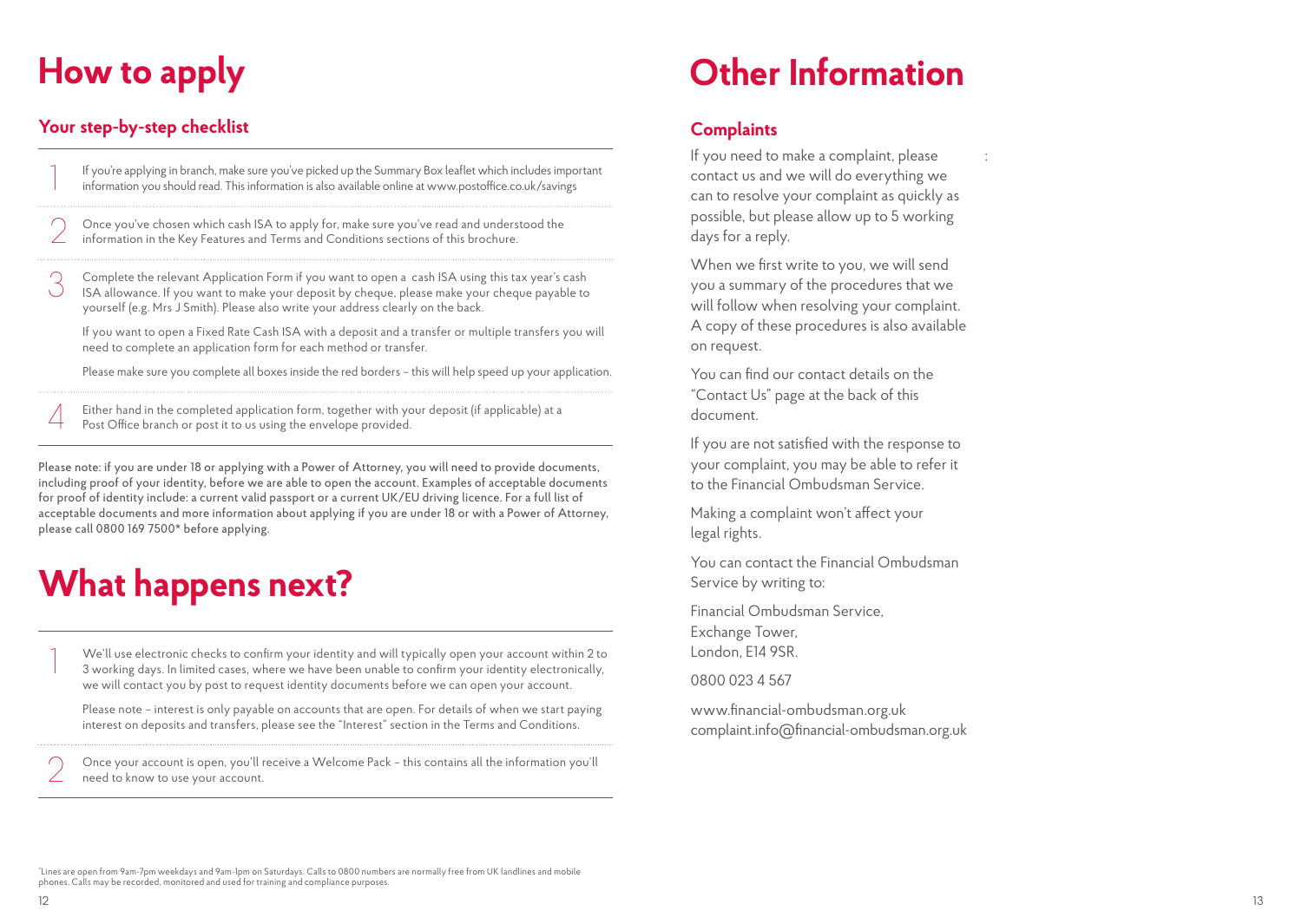# How to apply

## Your step-by-step checklist

1. If you're applying in branch, make sure you've picked up the Summary Box leaflet which includes important information you should read. This information is also available online at www.postoffice.co.uk/savings

2. Once you've chosen which cash ISA to apply for, make sure you've read and understood the information in the Key Features and Terms and Conditions sections of this brochure.

3. Complete the relevant Application Form if you want to open a cash ISA using this tax year's cash ISA allowance. If you want to make your deposit by cheque, please make your cheque payable to yourself (e.g. Mrs J Smith). Please also write your address clearly on the back.

   If you want to open a Fixed Rate Cash ISA with a deposit and a transfer or multiple transfers you will need to complete an application form for each method or transfer.

   Please make sure you complete all boxes inside the red borders – this will help speed up your application.

4. Either hand in the completed application form, together with your deposit (if applicable) at a Post Office branch or post it to us using the envelope provided.

Please note: if you are under 18 or applying with a Power of Attorney, you will need to provide documents, including proof of your identity, before we are able to open the account. Examples of acceptable documents for proof of identity include: a current valid passport or a current UK/EU driving licence. For a full list of acceptable documents and more information about applying if you are under 18 or with a Power of Attorney, please call 0800 169 7500* before applying.

# What happens next?

1. We'll use electronic checks to confirm your identity and will typically open your account within 2 to 3 working days. In limited cases, where we have been unable to confirm your identity electronically, we will contact you by post to request identity documents before we can open your account.

   Please note – interest is only payable on accounts that are open. For details of when we start paying interest on deposits and transfers, please see the "Interest" section in the Terms and Conditions.

2. Once your account is open, you'll receive a Welcome Pack – this contains all the information you'll need to know to use your account.

*Lines are open from 9am-7pm weekdays and 9am-1pm on Saturdays. Calls to 0800 numbers are normally free from UK landlines and mobile phones. Calls may be recorded, monitored and used for training and compliance purposes.

# Other Information

## Complaints

If you need to make a complaint, please contact us and we will do everything we can to resolve your complaint as quickly as possible, but please allow up to 5 working days for a reply.

When we first write to you, we will send you a summary of the procedures that we will follow when resolving your complaint. A copy of these procedures is also available on request.

You can find our contact details on the "Contact Us" page at the back of this document.

If you are not satisfied with the response to your complaint, you may be able to refer it to the Financial Ombudsman Service.

Making a complaint won't affect your legal rights.

You can contact the Financial Ombudsman Service by writing to:

Financial Ombudsman Service,
Exchange Tower,
London, E14 9SR.

0800 023 4 567

www.financial-ombudsman.org.uk
complaint.info@financial-ombudsman.org.uk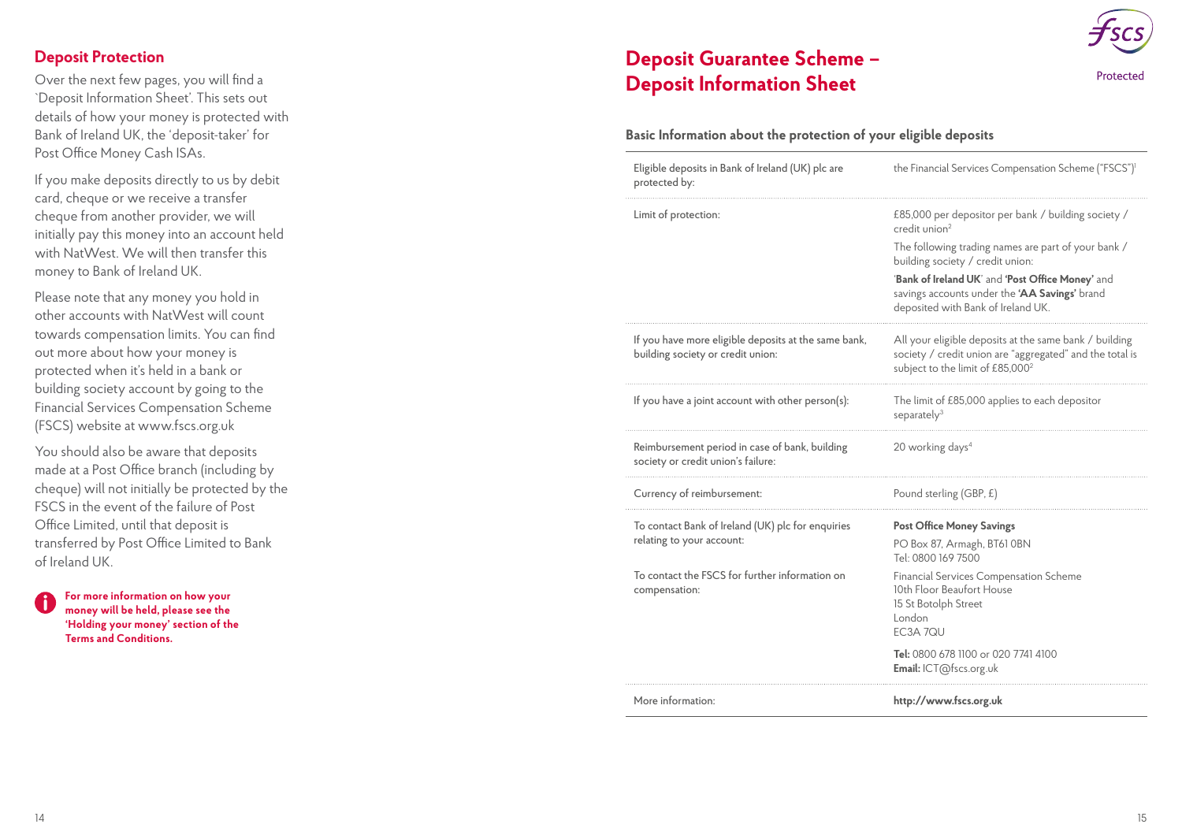## Deposit Protection

Over the next few pages, you will find a `Deposit Information Sheet'. This sets out details of how your money is protected with Bank of Ireland UK, the 'deposit-taker' for Post Office Money Cash ISAs.

If you make deposits directly to us by debit card, cheque or we receive a transfer cheque from another provider, we will initially pay this money into an account held with NatWest. We will then transfer this money to Bank of Ireland UK.

Please note that any money you hold in other accounts with NatWest will count towards compensation limits. You can find out more about how your money is protected when it's held in a bank or building society account by going to the Financial Services Compensation Scheme (FSCS) website at www.fscs.org.uk

You should also be aware that deposits made at a Post Office branch (including by cheque) will not initially be protected by the FSCS in the event of the failure of Post Office Limited, until that deposit is transferred by Post Office Limited to Bank of Ireland UK.

**For more information on how your money will be held, please see the 'Holding your money' section of the Terms and Conditions.**

## Deposit Guarantee Scheme – Deposit Information Sheet

fscs Protected

**Basic Information about the protection of your eligible deposits**

| | |
|---|---|
| Eligible deposits in Bank of Ireland (UK) plc are protected by: | the Financial Services Compensation Scheme ("FSCS")[1] |
| Limit of protection: | £85,000 per depositor per bank / building society / credit union[2]<br>The following trading names are part of your bank / building society / credit union:<br>'**Bank of Ireland UK**' and '**Post Office Money**' and savings accounts under the '**AA Savings**' brand deposited with Bank of Ireland UK. |
| If you have more eligible deposits at the same bank, building society or credit union: | All your eligible deposits at the same bank / building society / credit union are "aggregated" and the total is subject to the limit of £85,000[2] |
| If you have a joint account with other person(s): | The limit of £85,000 applies to each depositor separately[3] |
| Reimbursement period in case of bank, building society or credit union's failure: | 20 working days[4] |
| Currency of reimbursement: | Pound sterling (GBP, £) |
| To contact Bank of Ireland (UK) plc for enquiries relating to your account: | **Post Office Money Savings**<br>PO Box 87, Armagh, BT61 0BN<br>Tel: 0800 169 7500 |
| To contact the FSCS for further information on compensation: | Financial Services Compensation Scheme<br>10th Floor Beaufort House<br>15 St Botolph Street<br>London<br>EC3A 7QU<br>**Tel:** 0800 678 1100 or 020 7741 4100<br>**Email:** ICT@fscs.org.uk |
| More information: | **http://www.fscs.org.uk** |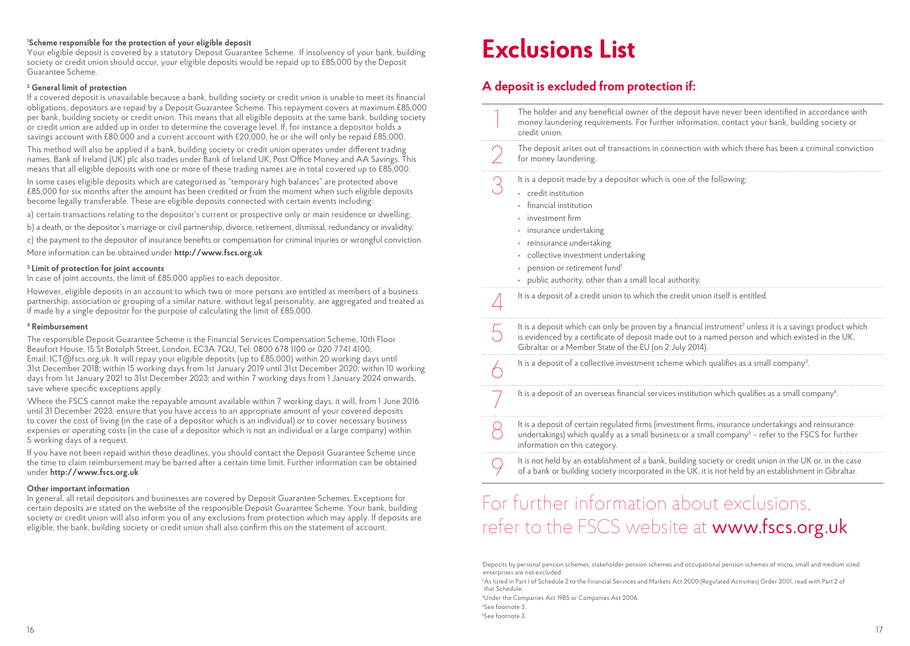[1]**Scheme responsible for the protection of your eligible deposit**
Your eligible deposit is covered by a statutory Deposit Guarantee Scheme. If insolvency of your bank, building society or credit union should occur, your eligible deposits would be repaid up to £85,000 by the Deposit Guarantee Scheme.

[2] **General limit of protection**
If a covered deposit is unavailable because a bank, building society or credit union is unable to meet its financial obligations, depositors are repaid by a Deposit Guarantee Scheme. This repayment covers at maximum £85,000 per bank, building society or credit union. This means that all eligible deposits at the same bank, building society or credit union are added up in order to determine the coverage level. If, for instance a depositor holds a savings account with £80,000 and a current account with £20,000, he or she will only be repaid £85,000.

This method will also be applied if a bank, building society or credit union operates under different trading names. Bank of Ireland (UK) plc also trades under Bank of Ireland UK, Post Office Money and AA Savings. This means that all eligible deposits with one or more of these trading names are in total covered up to £85,000.

In some cases eligible deposits which are categorised as "temporary high balances" are protected above £85,000 for six months after the amount has been credited or from the moment when such eligible deposits become legally transferable. These are eligible deposits connected with certain events including:

a) certain transactions relating to the depositor's current or prospective only or main residence or dwelling;

b) a death, or the depositor's marriage or civil partnership, divorce, retirement, dismissal, redundancy or invalidity;

c) the payment to the depositor of insurance benefits or compensation for criminal injuries or wrongful conviction.

More information can be obtained under **http://www.fscs.org.uk**

[3] **Limit of protection for joint accounts**
In case of joint accounts, the limit of £85,000 applies to each depositor.

However, eligible deposits in an account to which two or more persons are entitled as members of a business partnership, association or grouping of a similar nature, without legal personality, are aggregated and treated as if made by a single depositor for the purpose of calculating the limit of £85,000.

[4] **Reimbursement**

The responsible Deposit Guarantee Scheme is the Financial Services Compensation Scheme, 10th Floor Beaufort House, 15 St Botolph Street, London, EC3A 7QU, Tel: 0800 678 1100 or 020 7741 4100, Email: ICT@fscs.org.uk. It will repay your eligible deposits (up to £85,000) within 20 working days until 31st December 2018; within 15 working days from 1st January 2019 until 31st December 2020; within 10 working days from 1st January 2021 to 31st December 2023; and within 7 working days from 1 January 2024 onwards, save where specific exceptions apply.

Where the FSCS cannot make the repayable amount available within 7 working days, it will, from 1 June 2016 until 31 December 2023, ensure that you have access to an appropriate amount of your covered deposits to cover the cost of living (in the case of a depositor which is an individual) or to cover necessary business expenses or operating costs (in the case of a depositor which is not an individual or a large company) within 5 working days of a request.

If you have not been repaid within these deadlines, you should contact the Deposit Guarantee Scheme since the time to claim reimbursement may be barred after a certain time limit. Further information can be obtained under **http://www.fscs.org.uk**

**Other important information**
In general, all retail depositors and businesses are covered by Deposit Guarantee Schemes. Exceptions for certain deposits are stated on the website of the responsible Deposit Guarantee Scheme. Your bank, building society or credit union will also inform you of any exclusions from protection which may apply. If deposits are eligible, the bank, building society or credit union shall also confirm this on the statement of account.

# Exclusions List

## A deposit is excluded from protection if:

1. The holder and any beneficial owner of the deposit have never been identified in accordance with money laundering requirements. For further information, contact your bank, building society or credit union.
2. The deposit arises out of transactions in connection with which there has been a criminal conviction for money laundering.
3. It is a deposit made by a depositor which is one of the following:
   - credit institution
   - financial institution
   - investment firm
   - insurance undertaking
   - reinsurance undertaking
   - collective investment undertaking
   - pension or retirement fund[1]
   - public authority, other than a small local authority.
4. It is a deposit of a credit union to which the credit union itself is entitled.
5. It is a deposit which can only be proven by a financial instrument[2] unless it is a savings product which is evidenced by a certificate of deposit made out to a named person and which existed in the UK, Gibraltar or a Member State of the EU (on 2 July 2014).
6. It is a deposit of a collective investment scheme which qualifies as a small company[3].
7. It is a deposit of an overseas financial services institution which qualifies as a small company[4].
8. It is a deposit of certain regulated firms (investment firms, insurance undertakings and reinsurance undertakings) which qualify as a small business or a small company[5] – refer to the FSCS for further information on this category.
9. It is not held by an establishment of a bank, building society or credit union in the UK or, in the case of a bank or building society incorporated in the UK, it is not held by an establishment in Gibraltar.

## For further information about exclusions, refer to the FSCS website at **www.fscs.org.uk**

[1]Deposits by personal pension schemes, stakeholder pension schemes and occupational pension schemes of micro, small and medium sized enterprises are not excluded.
[2]As listed in Part I of Schedule 2 to the Financial Services and Markets Act 2000 (Regulated Activities) Order 2001, read with Part 2 of that Schedule.
[3]Under the Companies Act 1985 or Companies Act 2006.
[4]See footnote 3.
[5]See footnote 3.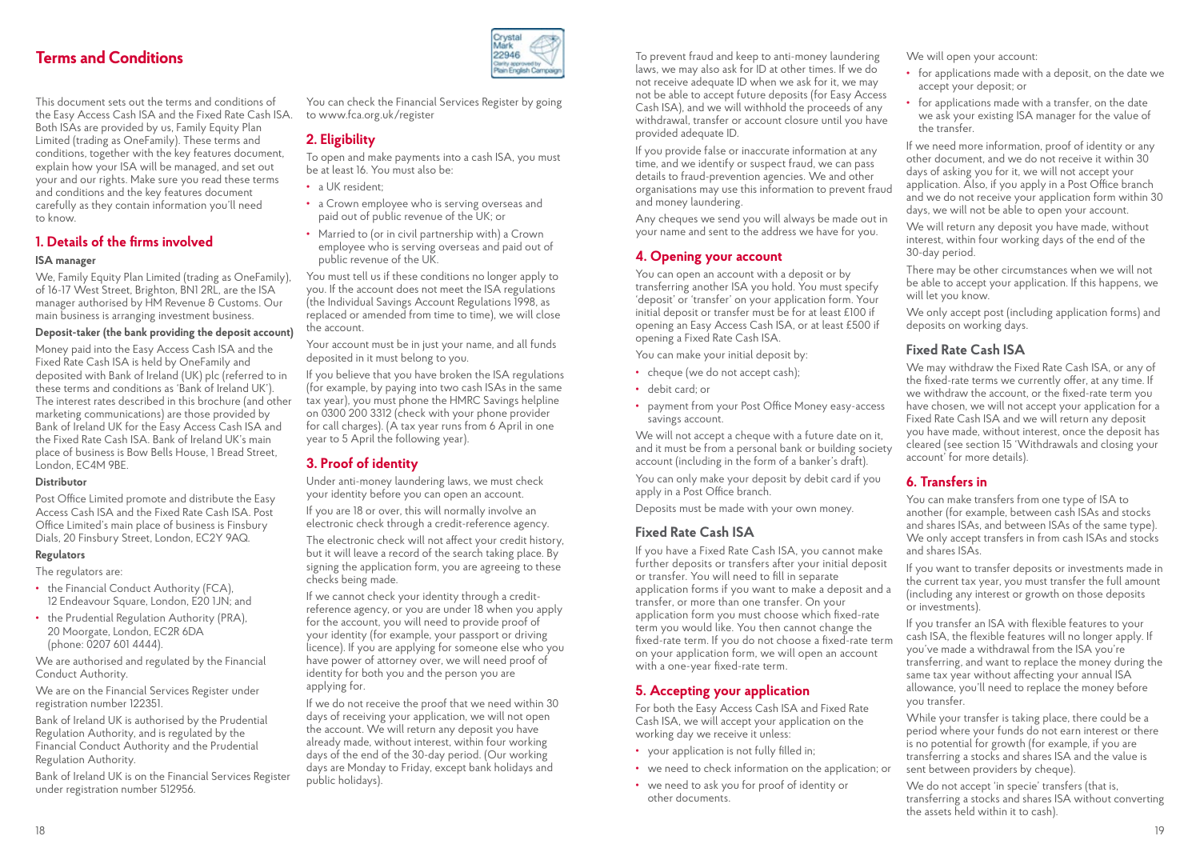# Terms and Conditions

This document sets out the terms and conditions of the Easy Access Cash ISA and the Fixed Rate Cash ISA. Both ISAs are provided by us, Family Equity Plan Limited (trading as OneFamily). These terms and conditions, together with the key features document, explain how your ISA will be managed, and set out your and our rights. Make sure you read these terms and conditions and the key features document carefully as they contain information you'll need to know.

## 1. Details of the firms involved

#### ISA manager

We, Family Equity Plan Limited (trading as OneFamily), of 16-17 West Street, Brighton, BN1 2RL, are the ISA manager authorised by HM Revenue & Customs. Our main business is arranging investment business.

#### Deposit-taker (the bank providing the deposit account)

Money paid into the Easy Access Cash ISA and the Fixed Rate Cash ISA is held by OneFamily and deposited with Bank of Ireland (UK) plc (referred to in these terms and conditions as 'Bank of Ireland UK'). The interest rates described in this brochure (and other marketing communications) are those provided by Bank of Ireland UK for the Easy Access Cash ISA and the Fixed Rate Cash ISA. Bank of Ireland UK's main place of business is Bow Bells House, 1 Bread Street, London, EC4M 9BE.

#### Distributor

Post Office Limited promote and distribute the Easy Access Cash ISA and the Fixed Rate Cash ISA. Post Office Limited's main place of business is Finsbury Dials, 20 Finsbury Street, London, EC2Y 9AQ.

#### Regulators

The regulators are:

- the Financial Conduct Authority (FCA), 12 Endeavour Square, London, E20 1JN; and
- the Prudential Regulation Authority (PRA), 20 Moorgate, London, EC2R 6DA (phone: 0207 601 4444).

We are authorised and regulated by the Financial Conduct Authority.

We are on the Financial Services Register under registration number 122351.

Bank of Ireland UK is authorised by the Prudential Regulation Authority, and is regulated by the Financial Conduct Authority and the Prudential Regulation Authority.

Bank of Ireland UK is on the Financial Services Register under registration number 512956.

You can check the Financial Services Register by going to www.fca.org.uk/register

## 2. Eligibility

To open and make payments into a cash ISA, you must be at least 16. You must also be:

- a UK resident;
- a Crown employee who is serving overseas and paid out of public revenue of the UK; or
- Married to (or in civil partnership with) a Crown employee who is serving overseas and paid out of public revenue of the UK.

You must tell us if these conditions no longer apply to you. If the account does not meet the ISA regulations (the Individual Savings Account Regulations 1998, as replaced or amended from time to time), we will close the account.

Your account must be in just your name, and all funds deposited in it must belong to you.

If you believe that you have broken the ISA regulations (for example, by paying into two cash ISAs in the same tax year), you must phone the HMRC Savings helpline on 0300 200 3312 (check with your phone provider for call charges). (A tax year runs from 6 April in one year to 5 April the following year).

## 3. Proof of identity

Under anti-money laundering laws, we must check your identity before you can open an account.

If you are 18 or over, this will normally involve an electronic check through a credit-reference agency.

The electronic check will not affect your credit history, but it will leave a record of the search taking place. By signing the application form, you are agreeing to these checks being made.

If we cannot check your identity through a credit-reference agency, or you are under 18 when you apply for the account, you will need to provide proof of your identity (for example, your passport or driving licence). If you are applying for someone else who you have power of attorney over, we will need proof of identity for both you and the person you are applying for.

If we do not receive the proof that we need within 30 days of receiving your application, we will not open the account. We will return any deposit you have already made, without interest, within four working days of the end of the 30-day period. (Our working days are Monday to Friday, except bank holidays and public holidays).

To prevent fraud and keep to anti-money laundering laws, we may also ask for ID at other times. If we do not receive adequate ID when we ask for it, we may not be able to accept future deposits (for Easy Access Cash ISA), and we will withhold the proceeds of any withdrawal, transfer or account closure until you have provided adequate ID.

If you provide false or inaccurate information at any time, and we identify or suspect fraud, we can pass details to fraud-prevention agencies. We and other organisations may use this information to prevent fraud and money laundering.

Any cheques we send you will always be made out in your name and sent to the address we have for you.

## 4. Opening your account

You can open an account with a deposit or by transferring another ISA you hold. You must specify 'deposit' or 'transfer' on your application form. Your initial deposit or transfer must be for at least £100 if opening an Easy Access Cash ISA, or at least £500 if opening a Fixed Rate Cash ISA.

You can make your initial deposit by:

- cheque (we do not accept cash);
- debit card; or
- payment from your Post Office Money easy-access savings account.

We will not accept a cheque with a future date on it, and it must be from a personal bank or building society account (including in the form of a banker's draft).

You can only make your deposit by debit card if you apply in a Post Office branch.

Deposits must be made with your own money.

### Fixed Rate Cash ISA

If you have a Fixed Rate Cash ISA, you cannot make further deposits or transfers after your initial deposit or transfer. You will need to fill in separate application forms if you want to make a deposit and a transfer, or more than one transfer. On your application form you must choose which fixed-rate term you would like. You then cannot change the fixed-rate term. If you do not choose a fixed-rate term on your application form, we will open an account with a one-year fixed-rate term.

## 5. Accepting your application

For both the Easy Access Cash ISA and Fixed Rate Cash ISA, we will accept your application on the working day we receive it unless:

- your application is not fully filled in;
- we need to check information on the application; or
- we need to ask you for proof of identity or other documents.

We will open your account:

- for applications made with a deposit, on the date we accept your deposit; or
- for applications made with a transfer, on the date we ask your existing ISA manager for the value of the transfer.

If we need more information, proof of identity or any other document, and we do not receive it within 30 days of asking you for it, we will not accept your application. Also, if you apply in a Post Office branch and we do not receive your application form within 30 days, we will not be able to open your account.

We will return any deposit you have made, without interest, within four working days of the end of the 30-day period.

There may be other circumstances when we will not be able to accept your application. If this happens, we will let you know.

We only accept post (including application forms) and deposits on working days.

### Fixed Rate Cash ISA

We may withdraw the Fixed Rate Cash ISA, or any of the fixed-rate terms we currently offer, at any time. If we withdraw the account, or the fixed-rate term you have chosen, we will not accept your application for a Fixed Rate Cash ISA and we will return any deposit you have made, without interest, once the deposit has cleared (see section 15 'Withdrawals and closing your account' for more details).

## 6. Transfers in

You can make transfers from one type of ISA to another (for example, between cash ISAs and stocks and shares ISAs, and between ISAs of the same type). We only accept transfers in from cash ISAs and stocks and shares ISAs.

If you want to transfer deposits or investments made in the current tax year, you must transfer the full amount (including any interest or growth on those deposits or investments).

If you transfer an ISA with flexible features to your cash ISA, the flexible features will no longer apply. If you've made a withdrawal from the ISA you're transferring, and want to replace the money during the same tax year without affecting your annual ISA allowance, you'll need to replace the money before you transfer.

While your transfer is taking place, there could be a period where your funds do not earn interest or there is no potential for growth (for example, if you are transferring a stocks and shares ISA and the value is sent between providers by cheque).

We do not accept 'in specie' transfers (that is, transferring a stocks and shares ISA without converting the assets held within it to cash).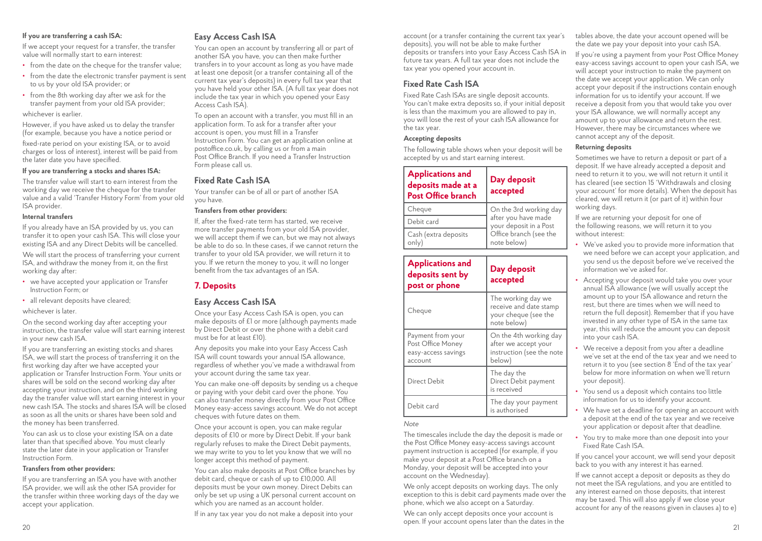**If you are transferring a cash ISA:**

If we accept your request for a transfer, the transfer value will normally start to earn interest:

- from the date on the cheque for the transfer value;
- from the date the electronic transfer payment is sent to us by your old ISA provider; or
- from the 8th working day after we ask for the transfer payment from your old ISA provider;

whichever is earlier.

However, if you have asked us to delay the transfer (for example, because you have a notice period or fixed-rate period on your existing ISA, or to avoid charges or loss of interest), interest will be paid from the later date you have specified.

**If you are transferring a stocks and shares ISA:**

The transfer value will start to earn interest from the working day we receive the cheque for the transfer value and a valid 'Transfer History Form' from your old ISA provider.

**Internal transfers**

If you already have an ISA provided by us, you can transfer it to open your cash ISA. This will close your existing ISA and any Direct Debits will be cancelled.

We will start the process of transferring your current ISA, and withdraw the money from it, on the first working day after:

- we have accepted your application or Transfer Instruction Form; or
- all relevant deposits have cleared;

whichever is later.

On the second working day after accepting your instruction, the transfer value will start earning interest in your new cash ISA.

If you are transferring an existing stocks and shares ISA, we will start the process of transferring it on the first working day after we have accepted your application or Transfer Instruction Form. Your units or shares will be sold on the second working day after accepting your instruction, and on the third working day the transfer value will start earning interest in your new cash ISA. The stocks and shares ISA will be closed as soon as all the units or shares have been sold and the money has been transferred.

You can ask us to close your existing ISA on a date later than that specified above. You must clearly state the later date in your application or Transfer Instruction Form.

**Transfers from other providers:**

If you are transferring an ISA you have with another ISA provider, we will ask the other ISA provider for the transfer within three working days of the day we accept your application.

### Easy Access Cash ISA

You can open an account by transferring all or part of another ISA you have, you can then make further transfers in to your account as long as you have made at least one deposit (or a transfer containing all of the current tax year's deposits) in every full tax year that you have held your other ISA. (A full tax year does not include the tax year in which you opened your Easy Access Cash ISA).

To open an account with a transfer, you must fill in an application form. To ask for a transfer after your account is open, you must fill in a Transfer Instruction Form. You can get an application online at postoffice.co.uk, by calling us or from a main Post Office Branch. If you need a Transfer Instruction Form please call us.

### Fixed Rate Cash ISA

Your transfer can be of all or part of another ISA you have.

**Transfers from other providers:**

If, after the fixed-rate term has started, we receive more transfer payments from your old ISA provider, we will accept them if we can, but we may not always be able to do so. In these cases, if we cannot return the transfer to your old ISA provider, we will return it to you. If we return the money to you, it will no longer benefit from the tax advantages of an ISA.

## 7. Deposits

### Easy Access Cash ISA

Once your Easy Access Cash ISA is open, you can make deposits of £1 or more (although payments made by Direct Debit or over the phone with a debit card must be for at least £10).

Any deposits you make into your Easy Access Cash ISA will count towards your annual ISA allowance, regardless of whether you've made a withdrawal from your account during the same tax year.

You can make one-off deposits by sending us a cheque or paying with your debit card over the phone. You can also transfer money directly from your Post Office Money easy-access savings account. We do not accept cheques with future dates on them.

Once your account is open, you can make regular deposits of £10 or more by Direct Debit. If your bank regularly refuses to make the Direct Debit payments, we may write to you to let you know that we will no longer accept this method of payment.

You can also make deposits at Post Office branches by debit card, cheque or cash of up to £10,000. All deposits must be your own money. Direct Debits can only be set up using a UK personal current account on which you are named as an account holder.

If in any tax year you do not make a deposit into your account (or a transfer containing the current tax year's deposits), you will not be able to make further deposits or transfers into your Easy Access Cash ISA in future tax years. A full tax year does not include the tax year you opened your account in.

### Fixed Rate Cash ISA

Fixed Rate Cash ISAs are single deposit accounts. You can't make extra deposits so, if your initial deposit is less than the maximum you are allowed to pay in, you will lose the rest of your cash ISA allowance for the tax year.

**Accepting deposits**

The following table shows when your deposit will be accepted by us and start earning interest.

| Applications and deposits made at a Post Office branch | Day deposit accepted |
|---|---|
| Cheque | On the 3rd working day after you have made your deposit in a Post Office branch (see the note below) |
| Debit card | |
| Cash (extra deposits only) | |

| Applications and deposits sent by post or phone | Day deposit accepted |
|---|---|
| Cheque | The working day we receive and date stamp your cheque (see the note below) |
| Payment from your Post Office Money easy-access savings account | On the 4th working day after we accept your instruction (see the note below) |
| Direct Debit | The day the Direct Debit payment is received |
| Debit card | The day your payment is authorised |

*Note*

The timescales include the day the deposit is made or the Post Office Money easy-access savings account payment instruction is accepted (for example, if you make your deposit at a Post Office branch on a Monday, your deposit will be accepted into your account on the Wednesday).

We only accept deposits on working days. The only exception to this is debit card payments made over the phone, which we also accept on a Saturday.

We can only accept deposits once your account is open. If your account opens later than the dates in the tables above, the date your account opened will be the date we pay your deposit into your cash ISA.

If you're using a payment from your Post Office Money easy-access savings account to open your cash ISA, we will accept your instruction to make the payment on the date we accept your application. We can only accept your deposit if the instructions contain enough information for us to identify your account. If we receive a deposit from you that would take you over your ISA allowance, we will normally accept any amount up to your allowance and return the rest. However, there may be circumstances where we cannot accept any of the deposit.

**Returning deposits**

Sometimes we have to return a deposit or part of a deposit. If we have already accepted a deposit and need to return it to you, we will not return it until it has cleared (see section 15 'Withdrawals and closing your account' for more details). When the deposit has cleared, we will return it (or part of it) within four working days.

If we are returning your deposit for one of the following reasons, we will return it to you without interest:

- We've asked you to provide more information that we need before we can accept your application, and you send us the deposit before we've received the information we've asked for.
- Accepting your deposit would take you over your annual ISA allowance (we will usually accept the amount up to your ISA allowance and return the rest, but there are times when we will need to return the full deposit). Remember that if you have invested in any other type of ISA in the same tax year, this will reduce the amount you can deposit into your cash ISA.
- We receive a deposit from you after a deadline we've set at the end of the tax year and we need to return it to you (see section 8 'End of the tax year' below for more information on when we'll return your deposit).
- You send us a deposit which contains too little information for us to identify your account.
- We have set a deadline for opening an account with a deposit at the end of the tax year and we receive your application or deposit after that deadline.
- You try to make more than one deposit into your Fixed Rate Cash ISA.

If you cancel your account, we will send your deposit back to you with any interest it has earned.

If we cannot accept a deposit or deposits as they do not meet the ISA regulations, and you are entitled to any interest earned on those deposits, that interest may be taxed. This will also apply if we close your account for any of the reasons given in clauses a) to e)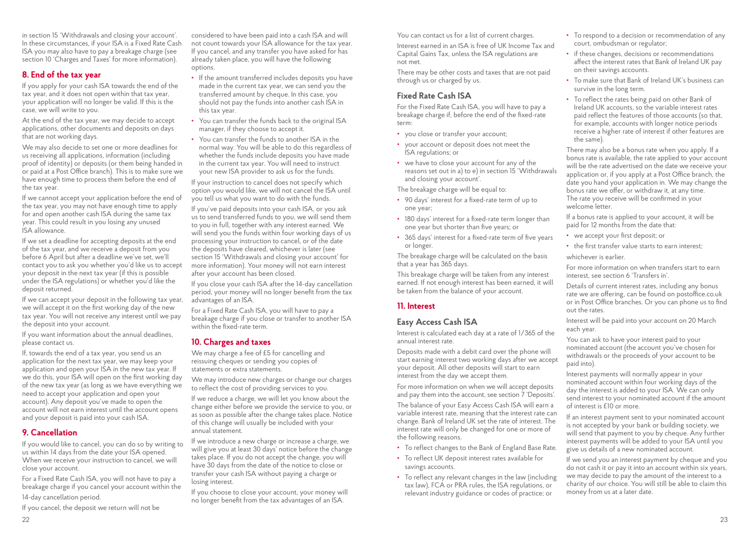in section 15 'Withdrawals and closing your account'. In these circumstances, if your ISA is a Fixed Rate Cash ISA you may also have to pay a breakage charge (see section 10 'Charges and Taxes' for more information).

## 8. End of the tax year

If you apply for your cash ISA towards the end of the tax year, and it does not open within that tax year, your application will no longer be valid. If this is the case, we will write to you.

At the end of the tax year, we may decide to accept applications, other documents and deposits on days that are not working days.

We may also decide to set one or more deadlines for us receiving all applications, information (including proof of identity) or deposits (or them being handed in or paid at a Post Office branch). This is to make sure we have enough time to process them before the end of the tax year.

If we cannot accept your application before the end of the tax year, you may not have enough time to apply for and open another cash ISA during the same tax year. This could result in you losing any unused ISA allowance.

If we set a deadline for accepting deposits at the end of the tax year, and we receive a deposit from you before 6 April but after a deadline we've set, we'll contact you to ask you whether you'd like us to accept your deposit in the next tax year (if this is possible under the ISA regulations) or whether you'd like the deposit returned.

If we can accept your deposit in the following tax year, we will accept it on the first working day of the new tax year. You will not receive any interest until we pay the deposit into your account.

If you want information about the annual deadlines, please contact us.

If, towards the end of a tax year, you send us an application for the next tax year, we may keep your application and open your ISA in the new tax year. If we do this, your ISA will open on the first working day of the new tax year (as long as we have everything we need to accept your application and open your account). Any deposit you've made to open the account will not earn interest until the account opens and your deposit is paid into your cash ISA.

## 9. Cancellation

If you would like to cancel, you can do so by writing to us within 14 days from the date your ISA opened. When we receive your instruction to cancel, we will close your account.

For a Fixed Rate Cash ISA, you will not have to pay a breakage charge if you cancel your account within the 14-day cancellation period.

If you cancel, the deposit we return will not be considered to have been paid into a cash ISA and will not count towards your ISA allowance for the tax year. If you cancel, and any transfer you have asked for has already taken place, you will have the following options.

- If the amount transferred includes deposits you have made in the current tax year, we can send you the transferred amount by cheque. In this case, you should not pay the funds into another cash ISA in this tax year.
- You can transfer the funds back to the original ISA manager, if they choose to accept it.
- You can transfer the funds to another ISA in the normal way. You will be able to do this regardless of whether the funds include deposits you have made in the current tax year. You will need to instruct your new ISA provider to ask us for the funds.

If your instruction to cancel does not specify which option you would like, we will not cancel the ISA until you tell us what you want to do with the funds.

If you've paid deposits into your cash ISA, or you ask us to send transferred funds to you, we will send them to you in full, together with any interest earned. We will send you the funds within four working days of us processing your instruction to cancel, or of the date the deposits have cleared, whichever is later (see section 15 'Withdrawals and closing your account' for more information). Your money will not earn interest after your account has been closed.

If you close your cash ISA after the 14-day cancellation period, your money will no longer benefit from the tax advantages of an ISA.

For a Fixed Rate Cash ISA, you will have to pay a breakage charge if you close or transfer to another ISA within the fixed-rate term.

## 10. Charges and taxes

We may charge a fee of £5 for cancelling and reissuing cheques or sending you copies of statements or extra statements.

We may introduce new charges or change our charges to reflect the cost of providing services to you.

If we reduce a charge, we will let you know about the change either before we provide the service to you, or as soon as possible after the change takes place. Notice of this change will usually be included with your annual statement.

If we introduce a new charge or increase a charge, we will give you at least 30 days' notice before the change takes place. If you do not accept the change, you will have 30 days from the date of the notice to close or transfer your cash ISA without paying a charge or losing interest.

If you choose to close your account, your money will no longer benefit from the tax advantages of an ISA.

You can contact us for a list of current charges.

Interest earned in an ISA is free of UK Income Tax and Capital Gains Tax, unless the ISA regulations are not met.

There may be other costs and taxes that are not paid through us or charged by us.

### Fixed Rate Cash ISA

For the Fixed Rate Cash ISA, you will have to pay a breakage charge if, before the end of the fixed-rate term:

- you close or transfer your account;
- your account or deposit does not meet the ISA regulations; or
- we have to close your account for any of the reasons set out in a) to e) in section 15 'Withdrawals and closing your account'.

The breakage charge will be equal to:

- 90 days' interest for a fixed-rate term of up to one year;
- 180 days' interest for a fixed-rate term longer than one year but shorter than five years; or
- 365 days' interest for a fixed-rate term of five years or longer.

The breakage charge will be calculated on the basis that a year has 365 days.

This breakage charge will be taken from any interest earned. If not enough interest has been earned, it will be taken from the balance of your account.

## 11. Interest

### Easy Access Cash ISA

Interest is calculated each day at a rate of 1/365 of the annual interest rate.

Deposits made with a debit card over the phone will start earning interest two working days after we accept your deposit. All other deposits will start to earn interest from the day we accept them.

For more information on when we will accept deposits and pay them into the account, see section 7 'Deposits'.

The balance of your Easy Access Cash ISA will earn a variable interest rate, meaning that the interest rate can change. Bank of Ireland UK set the rate of interest. The interest rate will only be changed for one or more of the following reasons.

- To reflect changes to the Bank of England Base Rate.
- To reflect UK deposit interest rates available for savings accounts.
- To reflect any relevant changes in the law (including tax law), FCA or PRA rules, the ISA regulations, or relevant industry guidance or codes of practice; or
- To respond to a decision or recommendation of any court, ombudsman or regulator;
- if these changes, decisions or recommendations affect the interest rates that Bank of Ireland UK pay on their savings accounts.
- To make sure that Bank of Ireland UK's business can survive in the long term.
- To reflect the rates being paid on other Bank of Ireland UK accounts, so the variable interest rates paid reflect the features of those accounts (so that, for example, accounts with longer notice periods receive a higher rate of interest if other features are the same).

There may also be a bonus rate when you apply. If a bonus rate is available, the rate applied to your account will be the rate advertised on the date we receive your application or, if you apply at a Post Office branch, the date you hand your application in. We may change the bonus rate we offer, or withdraw it, at any time. The rate you receive will be confirmed in your welcome letter.

If a bonus rate is applied to your account, it will be paid for 12 months from the date that:

- we accept your first deposit; or
- the first transfer value starts to earn interest;

whichever is earlier.

For more information on when transfers start to earn interest, see section 6 'Transfers in'.

Details of current interest rates, including any bonus rate we are offering, can be found on postoffice.co.uk or in Post Office branches. Or you can phone us to find out the rates.

Interest will be paid into your account on 20 March each year.

You can ask to have your interest paid to your nominated account (the account you've chosen for withdrawals or the proceeds of your account to be paid into).

Interest payments will normally appear in your nominated account within four working days of the day the interest is added to your ISA. We can only send interest to your nominated account if the amount of interest is £10 or more.

If an interest payment sent to your nominated account is not accepted by your bank or building society, we will send that payment to you by cheque. Any further interest payments will be added to your ISA until you give us details of a new nominated account.

If we send you an interest payment by cheque and you do not cash it or pay it into an account within six years, we may decide to pay the amount of the interest to a charity of our choice. You will still be able to claim this money from us at a later date.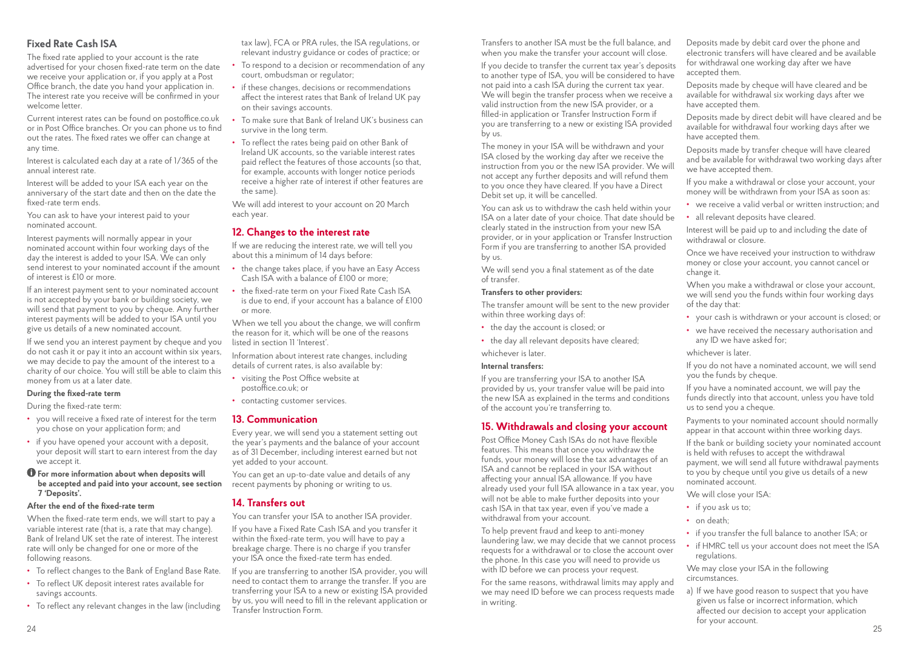## Fixed Rate Cash ISA

The fixed rate applied to your account is the rate advertised for your chosen fixed-rate term on the date we receive your application or, if you apply at a Post Office branch, the date you hand your application in. The interest rate you receive will be confirmed in your welcome letter.

Current interest rates can be found on postoffice.co.uk or in Post Office branches. Or you can phone us to find out the rates. The fixed rates we offer can change at any time.

Interest is calculated each day at a rate of 1/365 of the annual interest rate.

Interest will be added to your ISA each year on the anniversary of the start date and then on the date the fixed-rate term ends.

You can ask to have your interest paid to your nominated account.

Interest payments will normally appear in your nominated account within four working days of the day the interest is added to your ISA. We can only send interest to your nominated account if the amount of interest is £10 or more.

If an interest payment sent to your nominated account is not accepted by your bank or building society, we will send that payment to you by cheque. Any further interest payments will be added to your ISA until you give us details of a new nominated account.

If we send you an interest payment by cheque and you do not cash it or pay it into an account within six years, we may decide to pay the amount of the interest to a charity of our choice. You will still be able to claim this money from us at a later date.

**During the fixed-rate term**

During the fixed-rate term:

- you will receive a fixed rate of interest for the term you chose on your application form; and
- if you have opened your account with a deposit, your deposit will start to earn interest from the day we accept it.

**For more information about when deposits will be accepted and paid into your account, see section 7 'Deposits'.**

**After the end of the fixed-rate term**

When the fixed-rate term ends, we will start to pay a variable interest rate (that is, a rate that may change). Bank of Ireland UK set the rate of interest. The interest rate will only be changed for one or more of the following reasons.

- To reflect changes to the Bank of England Base Rate.
- To reflect UK deposit interest rates available for savings accounts.
- To reflect any relevant changes in the law (including tax law), FCA or PRA rules, the ISA regulations, or relevant industry guidance or codes of practice; or
- To respond to a decision or recommendation of any court, ombudsman or regulator;
- if these changes, decisions or recommendations affect the interest rates that Bank of Ireland UK pay on their savings accounts.
- To make sure that Bank of Ireland UK's business can survive in the long term.
- To reflect the rates being paid on other Bank of Ireland UK accounts, so the variable interest rates paid reflect the features of those accounts (so that, for example, accounts with longer notice periods receive a higher rate of interest if other features are the same).

We will add interest to your account on 20 March each year.

## 12. Changes to the interest rate

If we are reducing the interest rate, we will tell you about this a minimum of 14 days before:

- the change takes place, if you have an Easy Access Cash ISA with a balance of £100 or more;
- the fixed-rate term on your Fixed Rate Cash ISA is due to end, if your account has a balance of £100 or more.

When we tell you about the change, we will confirm the reason for it, which will be one of the reasons listed in section 11 'Interest'.

Information about interest rate changes, including details of current rates, is also available by:

- visiting the Post Office website at postoffice.co.uk; or
- contacting customer services.

## 13. Communication

Every year, we will send you a statement setting out the year's payments and the balance of your account as of 31 December, including interest earned but not yet added to your account.

You can get an up-to-date value and details of any recent payments by phoning or writing to us.

## 14. Transfers out

You can transfer your ISA to another ISA provider.

If you have a Fixed Rate Cash ISA and you transfer it within the fixed-rate term, you will have to pay a breakage charge. There is no charge if you transfer your ISA once the fixed-rate term has ended.

If you are transferring to another ISA provider, you will need to contact them to arrange the transfer. If you are transferring your ISA to a new or existing ISA provided by us, you will need to fill in the relevant application or Transfer Instruction Form.

Transfers to another ISA must be the full balance, and when you make the transfer your account will close.

If you decide to transfer the current tax year's deposits to another type of ISA, you will be considered to have not paid into a cash ISA during the current tax year. We will begin the transfer process when we receive a valid instruction from the new ISA provider, or a filled-in application or Transfer Instruction Form if you are transferring to a new or existing ISA provided by us.

The money in your ISA will be withdrawn and your ISA closed by the working day after we receive the instruction from you or the new ISA provider. We will not accept any further deposits and will refund them to you once they have cleared. If you have a Direct Debit set up, it will be cancelled.

You can ask us to withdraw the cash held within your ISA on a later date of your choice. That date should be clearly stated in the instruction from your new ISA provider, or in your application or Transfer Instruction Form if you are transferring to another ISA provided by us.

We will send you a final statement as of the date of transfer.

**Transfers to other providers:**

The transfer amount will be sent to the new provider within three working days of:

- the day the account is closed; or
- the day all relevant deposits have cleared;

whichever is later.

**Internal transfers:**

If you are transferring your ISA to another ISA provided by us, your transfer value will be paid into the new ISA as explained in the terms and conditions of the account you're transferring to.

## 15. Withdrawals and closing your account

Post Office Money Cash ISAs do not have flexible features. This means that once you withdraw the funds, your money will lose the tax advantages of an ISA and cannot be replaced in your ISA without affecting your annual ISA allowance. If you have already used your full ISA allowance in a tax year, you will not be able to make further deposits into your cash ISA in that tax year, even if you've made a withdrawal from your account.

To help prevent fraud and keep to anti-money laundering law, we may decide that we cannot process requests for a withdrawal or to close the account over the phone. In this case you will need to provide us with ID before we can process your request.

For the same reasons, withdrawal limits may apply and we may need ID before we can process requests made in writing.

Deposits made by debit card over the phone and electronic transfers will have cleared and be available for withdrawal one working day after we have accepted them.

Deposits made by cheque will have cleared and be available for withdrawal six working days after we have accepted them.

Deposits made by direct debit will have cleared and be available for withdrawal four working days after we have accepted them.

Deposits made by transfer cheque will have cleared and be available for withdrawal two working days after we have accepted them.

If you make a withdrawal or close your account, your money will be withdrawn from your ISA as soon as:

- we receive a valid verbal or written instruction; and
- all relevant deposits have cleared.

Interest will be paid up to and including the date of withdrawal or closure.

Once we have received your instruction to withdraw money or close your account, you cannot cancel or change it.

When you make a withdrawal or close your account, we will send you the funds within four working days of the day that:

- your cash is withdrawn or your account is closed; or
- we have received the necessary authorisation and any ID we have asked for;

whichever is later.

If you do not have a nominated account, we will send you the funds by cheque.

If you have a nominated account, we will pay the funds directly into that account, unless you have told us to send you a cheque.

Payments to your nominated account should normally appear in that account within three working days.

If the bank or building society your nominated account is held with refuses to accept the withdrawal payment, we will send all future withdrawal payments to you by cheque until you give us details of a new nominated account.

We will close your ISA:

- if you ask us to;
- on death;
- if you transfer the full balance to another ISA; or
- if HMRC tell us your account does not meet the ISA regulations.

We may close your ISA in the following circumstances.

a) If we have good reason to suspect that you have given us false or incorrect information, which affected our decision to accept your application for your account.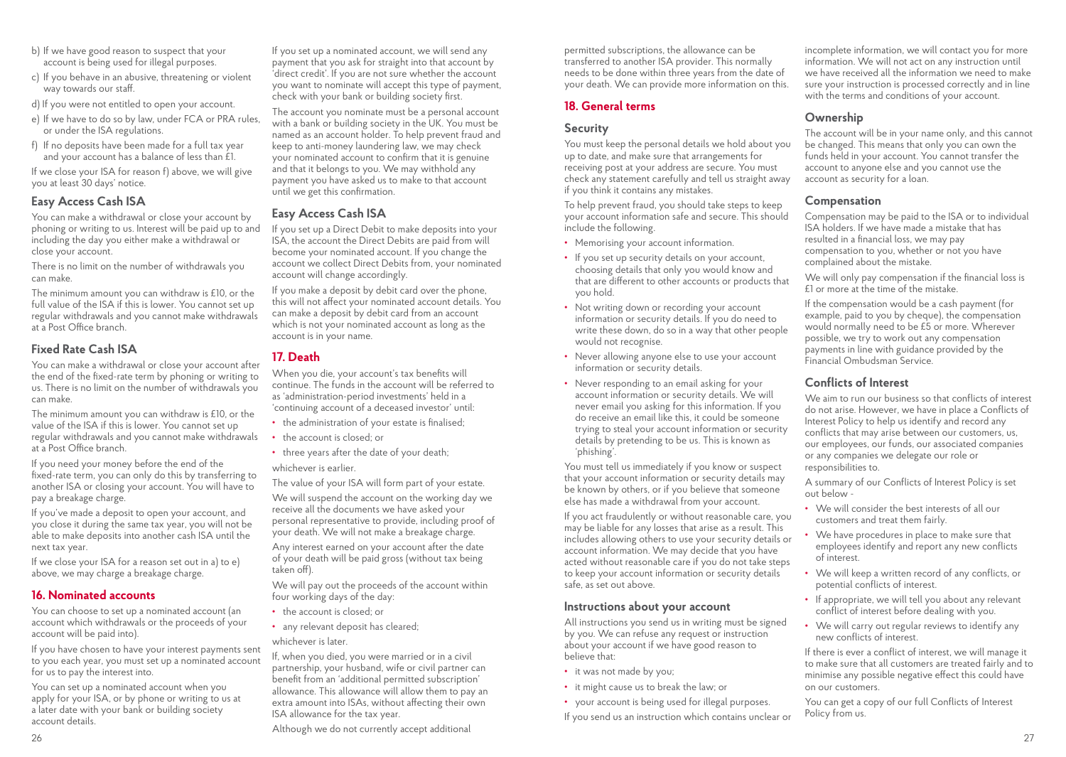b) If we have good reason to suspect that your account is being used for illegal purposes.

c) If you behave in an abusive, threatening or violent way towards our staff.

d) If you were not entitled to open your account.

e) If we have to do so by law, under FCA or PRA rules, or under the ISA regulations.

f) If no deposits have been made for a full tax year and your account has a balance of less than £1.

If we close your ISA for reason f) above, we will give you at least 30 days' notice.

### Easy Access Cash ISA

You can make a withdrawal or close your account by phoning or writing to us. Interest will be paid up to and including the day you either make a withdrawal or close your account.

There is no limit on the number of withdrawals you can make.

The minimum amount you can withdraw is £10, or the full value of the ISA if this is lower. You cannot set up regular withdrawals and you cannot make withdrawals at a Post Office branch.

### Fixed Rate Cash ISA

You can make a withdrawal or close your account after the end of the fixed-rate term by phoning or writing to us. There is no limit on the number of withdrawals you can make.

The minimum amount you can withdraw is £10, or the value of the ISA if this is lower. You cannot set up regular withdrawals and you cannot make withdrawals at a Post Office branch.

If you need your money before the end of the fixed-rate term, you can only do this by transferring to another ISA or closing your account. You will have to pay a breakage charge.

If you've made a deposit to open your account, and you close it during the same tax year, you will not be able to make deposits into another cash ISA until the next tax year.

If we close your ISA for a reason set out in a) to e) above, we may charge a breakage charge.

## 16. Nominated accounts

You can choose to set up a nominated account (an account which withdrawals or the proceeds of your account will be paid into).

If you have chosen to have your interest payments sent to you each year, you must set up a nominated account for us to pay the interest into.

You can set up a nominated account when you apply for your ISA, or by phone or writing to us at a later date with your bank or building society account details.

If you set up a nominated account, we will send any payment that you ask for straight into that account by 'direct credit'. If you are not sure whether the account you want to nominate will accept this type of payment, check with your bank or building society first.

The account you nominate must be a personal account with a bank or building society in the UK. You must be named as an account holder. To help prevent fraud and keep to anti-money laundering law, we may check your nominated account to confirm that it is genuine and that it belongs to you. We may withhold any payment you have asked us to make to that account until we get this confirmation.

### Easy Access Cash ISA

If you set up a Direct Debit to make deposits into your ISA, the account the Direct Debits are paid from will become your nominated account. If you change the account we collect Direct Debits from, your nominated account will change accordingly.

If you make a deposit by debit card over the phone, this will not affect your nominated account details. You can make a deposit by debit card from an account which is not your nominated account as long as the account is in your name.

## 17. Death

When you die, your account's tax benefits will continue. The funds in the account will be referred to as 'administration-period investments' held in a 'continuing account of a deceased investor' until:

- the administration of your estate is finalised;
- the account is closed; or
- three years after the date of your death;

whichever is earlier.

The value of your ISA will form part of your estate.

We will suspend the account on the working day we receive all the documents we have asked your personal representative to provide, including proof of your death. We will not make a breakage charge.

Any interest earned on your account after the date of your death will be paid gross (without tax being taken off).

We will pay out the proceeds of the account within four working days of the day:

- the account is closed; or
- any relevant deposit has cleared;

whichever is later.

If, when you died, you were married or in a civil partnership, your husband, wife or civil partner can benefit from an 'additional permitted subscription' allowance. This allowance will allow them to pay an extra amount into ISAs, without affecting their own ISA allowance for the tax year.

Although we do not currently accept additional permitted subscriptions, the allowance can be transferred to another ISA provider. This normally needs to be done within three years from the date of your death. We can provide more information on this.

## 18. General terms

### Security

You must keep the personal details we hold about you up to date, and make sure that arrangements for receiving post at your address are secure. You must check any statement carefully and tell us straight away if you think it contains any mistakes.

To help prevent fraud, you should take steps to keep your account information safe and secure. This should include the following.

- Memorising your account information.
- If you set up security details on your account, choosing details that only you would know and that are different to other accounts or products that you hold.
- Not writing down or recording your account information or security details. If you do need to write these down, do so in a way that other people would not recognise.
- Never allowing anyone else to use your account information or security details.
- Never responding to an email asking for your account information or security details. We will never email you asking for this information. If you do receive an email like this, it could be someone trying to steal your account information or security details by pretending to be us. This is known as 'phishing'.

You must tell us immediately if you know or suspect that your account information or security details may be known by others, or if you believe that someone else has made a withdrawal from your account.

If you act fraudulently or without reasonable care, you may be liable for any losses that arise as a result. This includes allowing others to use your security details or account information. We may decide that you have acted without reasonable care if you do not take steps to keep your account information or security details safe, as set out above.

### Instructions about your account

All instructions you send us in writing must be signed by you. We can refuse any request or instruction about your account if we have good reason to believe that:

- it was not made by you;
- it might cause us to break the law; or
- your account is being used for illegal purposes.

If you send us an instruction which contains unclear or incomplete information, we will contact you for more information. We will not act on any instruction until we have received all the information we need to make sure your instruction is processed correctly and in line with the terms and conditions of your account.

### Ownership

The account will be in your name only, and this cannot be changed. This means that only you can own the funds held in your account. You cannot transfer the account to anyone else and you cannot use the account as security for a loan.

### Compensation

Compensation may be paid to the ISA or to individual ISA holders. If we have made a mistake that has resulted in a financial loss, we may pay compensation to you, whether or not you have complained about the mistake.

We will only pay compensation if the financial loss is £1 or more at the time of the mistake.

If the compensation would be a cash payment (for example, paid to you by cheque), the compensation would normally need to be £5 or more. Wherever possible, we try to work out any compensation payments in line with guidance provided by the Financial Ombudsman Service.

### Conflicts of Interest

We aim to run our business so that conflicts of interest do not arise. However, we have in place a Conflicts of Interest Policy to help us identify and record any conflicts that may arise between our customers, us, our employees, our funds, our associated companies or any companies we delegate our role or responsibilities to.

A summary of our Conflicts of Interest Policy is set out below -

- We will consider the best interests of all our customers and treat them fairly.
- We have procedures in place to make sure that employees identify and report any new conflicts of interest.
- We will keep a written record of any conflicts, or potential conflicts of interest.
- If appropriate, we will tell you about any relevant conflict of interest before dealing with you.
- We will carry out regular reviews to identify any new conflicts of interest.

If there is ever a conflict of interest, we will manage it to make sure that all customers are treated fairly and to minimise any possible negative effect this could have on our customers.

You can get a copy of our full Conflicts of Interest Policy from us.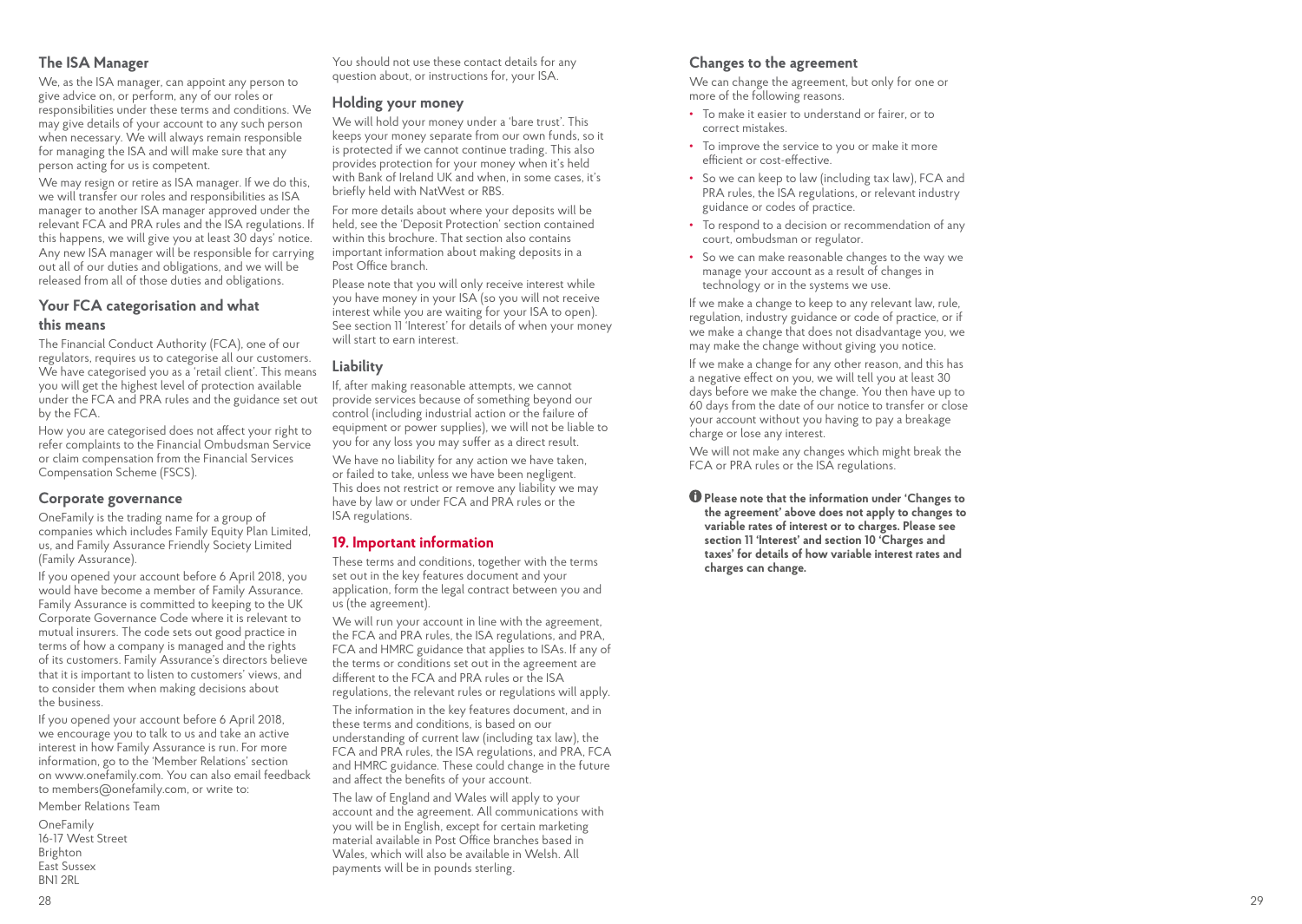## The ISA Manager

We, as the ISA manager, can appoint any person to give advice on, or perform, any of our roles or responsibilities under these terms and conditions. We may give details of your account to any such person when necessary. We will always remain responsible for managing the ISA and will make sure that any person acting for us is competent.

We may resign or retire as ISA manager. If we do this, we will transfer our roles and responsibilities as ISA manager to another ISA manager approved under the relevant FCA and PRA rules and the ISA regulations. If this happens, we will give you at least 30 days' notice. Any new ISA manager will be responsible for carrying out all of our duties and obligations, and we will be released from all of those duties and obligations.

## Your FCA categorisation and what this means

The Financial Conduct Authority (FCA), one of our regulators, requires us to categorise all our customers. We have categorised you as a 'retail client'. This means you will get the highest level of protection available under the FCA and PRA rules and the guidance set out by the FCA.

How you are categorised does not affect your right to refer complaints to the Financial Ombudsman Service or claim compensation from the Financial Services Compensation Scheme (FSCS).

## Corporate governance

OneFamily is the trading name for a group of companies which includes Family Equity Plan Limited, us, and Family Assurance Friendly Society Limited (Family Assurance).

If you opened your account before 6 April 2018, you would have become a member of Family Assurance. Family Assurance is committed to keeping to the UK Corporate Governance Code where it is relevant to mutual insurers. The code sets out good practice in terms of how a company is managed and the rights of its customers. Family Assurance's directors believe that it is important to listen to customers' views, and to consider them when making decisions about the business.

If you opened your account before 6 April 2018, we encourage you to talk to us and take an active interest in how Family Assurance is run. For more information, go to the 'Member Relations' section on www.onefamily.com. You can also email feedback to members@onefamily.com, or write to:

Member Relations Team

OneFamily
16-17 West Street
Brighton
East Sussex
BN1 2RL

You should not use these contact details for any question about, or instructions for, your ISA.

## Holding your money

We will hold your money under a 'bare trust'. This keeps your money separate from our own funds, so it is protected if we cannot continue trading. This also provides protection for your money when it's held with Bank of Ireland UK and when, in some cases, it's briefly held with NatWest or RBS.

For more details about where your deposits will be held, see the 'Deposit Protection' section contained within this brochure. That section also contains important information about making deposits in a Post Office branch.

Please note that you will only receive interest while you have money in your ISA (so you will not receive interest while you are waiting for your ISA to open). See section 11 'Interest' for details of when your money will start to earn interest.

## Liability

If, after making reasonable attempts, we cannot provide services because of something beyond our control (including industrial action or the failure of equipment or power supplies), we will not be liable to you for any loss you may suffer as a direct result.

We have no liability for any action we have taken, or failed to take, unless we have been negligent. This does not restrict or remove any liability we may have by law or under FCA and PRA rules or the ISA regulations.

## 19. Important information

These terms and conditions, together with the terms set out in the key features document and your application, form the legal contract between you and us (the agreement).

We will run your account in line with the agreement, the FCA and PRA rules, the ISA regulations, and PRA, FCA and HMRC guidance that applies to ISAs. If any of the terms or conditions set out in the agreement are different to the FCA and PRA rules or the ISA regulations, the relevant rules or regulations will apply.

The information in the key features document, and in these terms and conditions, is based on our understanding of current law (including tax law), the FCA and PRA rules, the ISA regulations, and PRA, FCA and HMRC guidance. These could change in the future and affect the benefits of your account.

The law of England and Wales will apply to your account and the agreement. All communications with you will be in English, except for certain marketing material available in Post Office branches based in Wales, which will also be available in Welsh. All payments will be in pounds sterling.

## Changes to the agreement

We can change the agreement, but only for one or more of the following reasons.

- To make it easier to understand or fairer, or to correct mistakes.
- To improve the service to you or make it more efficient or cost-effective.
- So we can keep to law (including tax law), FCA and PRA rules, the ISA regulations, or relevant industry guidance or codes of practice.
- To respond to a decision or recommendation of any court, ombudsman or regulator.
- So we can make reasonable changes to the way we manage your account as a result of changes in technology or in the systems we use.

If we make a change to keep to any relevant law, rule, regulation, industry guidance or code of practice, or if we make a change that does not disadvantage you, we may make the change without giving you notice.

If we make a change for any other reason, and this has a negative effect on you, we will tell you at least 30 days before we make the change. You then have up to 60 days from the date of our notice to transfer or close your account without you having to pay a breakage charge or lose any interest.

We will not make any changes which might break the FCA or PRA rules or the ISA regulations.

**Please note that the information under 'Changes to the agreement' above does not apply to changes to variable rates of interest or to charges. Please see section 11 'Interest' and section 10 'Charges and taxes' for details of how variable interest rates and charges can change.**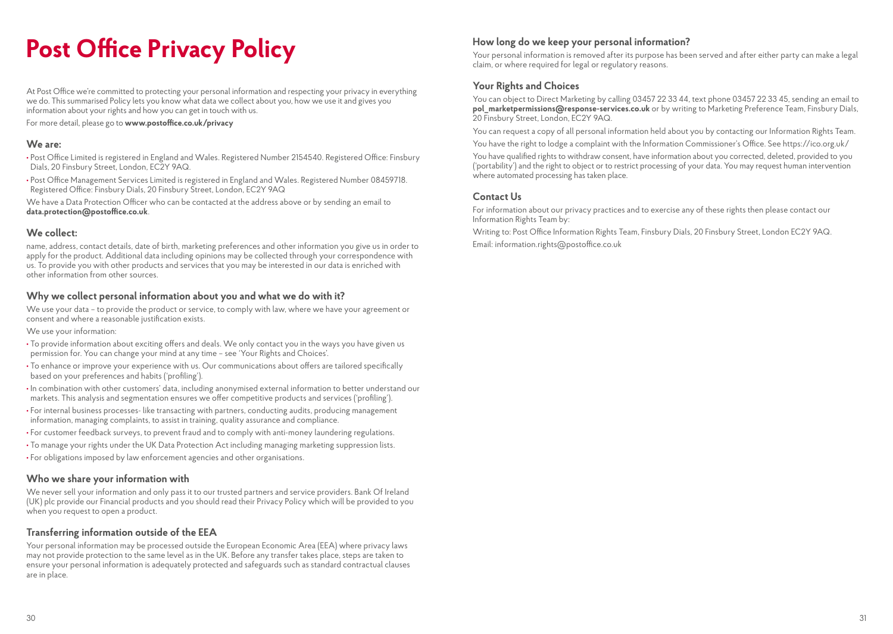# Post Office Privacy Policy

At Post Office we're committed to protecting your personal information and respecting your privacy in everything we do. This summarised Policy lets you know what data we collect about you, how we use it and gives you information about your rights and how you can get in touch with us.

For more detail, please go to **www.postoffice.co.uk/privacy**

## We are:

- Post Office Limited is registered in England and Wales. Registered Number 2154540. Registered Office: Finsbury Dials, 20 Finsbury Street, London, EC2Y 9AQ.
- Post Office Management Services Limited is registered in England and Wales. Registered Number 08459718. Registered Office: Finsbury Dials, 20 Finsbury Street, London, EC2Y 9AQ

We have a Data Protection Officer who can be contacted at the address above or by sending an email to **data.protection@postoffice.co.uk**.

## We collect:

name, address, contact details, date of birth, marketing preferences and other information you give us in order to apply for the product. Additional data including opinions may be collected through your correspondence with us. To provide you with other products and services that you may be interested in our data is enriched with other information from other sources.

## Why we collect personal information about you and what we do with it?

We use your data – to provide the product or service, to comply with law, where we have your agreement or consent and where a reasonable justification exists.

We use your information:

- To provide information about exciting offers and deals. We only contact you in the ways you have given us permission for. You can change your mind at any time – see 'Your Rights and Choices'.
- To enhance or improve your experience with us. Our communications about offers are tailored specifically based on your preferences and habits ('profiling').
- In combination with other customers' data, including anonymised external information to better understand our markets. This analysis and segmentation ensures we offer competitive products and services ('profiling').
- For internal business processes- like transacting with partners, conducting audits, producing management information, managing complaints, to assist in training, quality assurance and compliance.
- For customer feedback surveys, to prevent fraud and to comply with anti-money laundering regulations.
- To manage your rights under the UK Data Protection Act including managing marketing suppression lists.
- For obligations imposed by law enforcement agencies and other organisations.

## Who we share your information with

We never sell your information and only pass it to our trusted partners and service providers. Bank Of Ireland (UK) plc provide our Financial products and you should read their Privacy Policy which will be provided to you when you request to open a product.

## Transferring information outside of the EEA

Your personal information may be processed outside the European Economic Area (EEA) where privacy laws may not provide protection to the same level as in the UK. Before any transfer takes place, steps are taken to ensure your personal information is adequately protected and safeguards such as standard contractual clauses are in place.

## How long do we keep your personal information?

Your personal information is removed after its purpose has been served and after either party can make a legal claim, or where required for legal or regulatory reasons.

## Your Rights and Choices

You can object to Direct Marketing by calling 03457 22 33 44, text phone 03457 22 33 45, sending an email to **pol_marketpermissions@response-services.co.uk** or by writing to Marketing Preference Team, Finsbury Dials, 20 Finsbury Street, London, EC2Y 9AQ.

You can request a copy of all personal information held about you by contacting our Information Rights Team.

You have the right to lodge a complaint with the Information Commissioner's Office. See https://ico.org.uk/

You have qualified rights to withdraw consent, have information about you corrected, deleted, provided to you ('portability') and the right to object or to restrict processing of your data. You may request human intervention where automated processing has taken place.

## Contact Us

For information about our privacy practices and to exercise any of these rights then please contact our Information Rights Team by:

Writing to: Post Office Information Rights Team, Finsbury Dials, 20 Finsbury Street, London EC2Y 9AQ.

Email: information.rights@postoffice.co.uk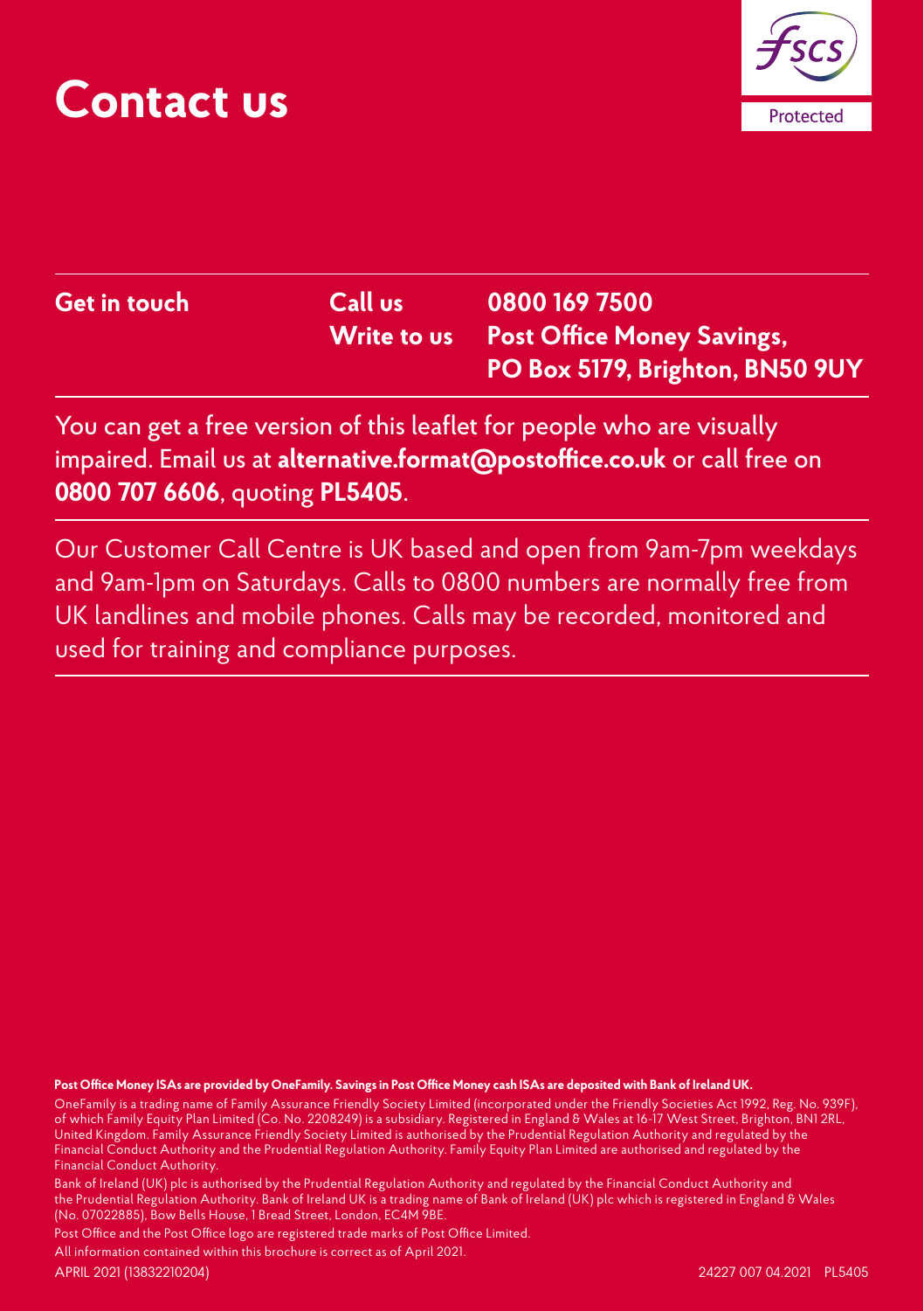# Contact us

fscs Protected

| | | |
|---|---|---|
| **Get in touch** | **Call us** | **0800 169 7500** |
| | **Write to us** | **Post Office Money Savings, PO Box 5179, Brighton, BN50 9UY** |

You can get a free version of this leaflet for people who are visually impaired. Email us at **alternative.format@postoffice.co.uk** or call free on **0800 707 6606**, quoting **PL5405**.

Our Customer Call Centre is UK based and open from 9am-7pm weekdays and 9am-1pm on Saturdays. Calls to 0800 numbers are normally free from UK landlines and mobile phones. Calls may be recorded, monitored and used for training and compliance purposes.

**Post Office Money ISAs are provided by OneFamily. Savings in Post Office Money cash ISAs are deposited with Bank of Ireland UK.**

OneFamily is a trading name of Family Assurance Friendly Society Limited (incorporated under the Friendly Societies Act 1992, Reg. No. 939F), of which Family Equity Plan Limited (Co. No. 2208249) is a subsidiary. Registered in England & Wales at 16-17 West Street, Brighton, BN1 2RL, United Kingdom. Family Assurance Friendly Society Limited is authorised by the Prudential Regulation Authority and regulated by the Financial Conduct Authority and the Prudential Regulation Authority. Family Equity Plan Limited are authorised and regulated by the Financial Conduct Authority.

Bank of Ireland (UK) plc is authorised by the Prudential Regulation Authority and regulated by the Financial Conduct Authority and the Prudential Regulation Authority. Bank of Ireland UK is a trading name of Bank of Ireland (UK) plc which is registered in England & Wales (No. 07022885), Bow Bells House, 1 Bread Street, London, EC4M 9BE.

Post Office and the Post Office logo are registered trade marks of Post Office Limited.

All information contained within this brochure is correct as of April 2021.

APRIL 2021 (13832210204) 24227 007 04.2021 PL5405